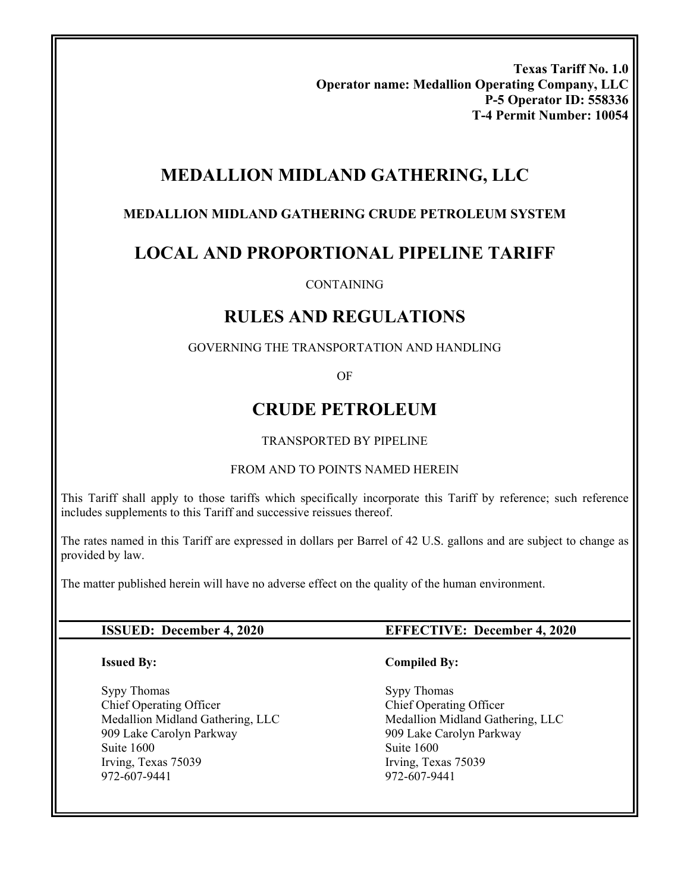**Texas Tariff No. 1.0**
**Operator name: Medallion Operating Company, LLC**
**P-5 Operator ID: 558336**
**T-4 Permit Number: 10054**

# MEDALLION MIDLAND GATHERING, LLC

### MEDALLION MIDLAND GATHERING CRUDE PETROLEUM SYSTEM

## LOCAL AND PROPORTIONAL PIPELINE TARIFF

CONTAINING

## RULES AND REGULATIONS

GOVERNING THE TRANSPORTATION AND HANDLING

OF

## CRUDE PETROLEUM

TRANSPORTED BY PIPELINE

FROM AND TO POINTS NAMED HEREIN

This Tariff shall apply to those tariffs which specifically incorporate this Tariff by reference; such reference includes supplements to this Tariff and successive reissues thereof.

The rates named in this Tariff are expressed in dollars per Barrel of 42 U.S. gallons and are subject to change as provided by law.

The matter published herein will have no adverse effect on the quality of the human environment.

**ISSUED: December 4, 2020** | **EFFECTIVE: December 4, 2020**

**Issued By:**

Sypy Thomas
Chief Operating Officer
Medallion Midland Gathering, LLC
909 Lake Carolyn Parkway
Suite 1600
Irving, Texas 75039
972-607-9441

**Compiled By:**

Sypy Thomas
Chief Operating Officer
Medallion Midland Gathering, LLC
909 Lake Carolyn Parkway
Suite 1600
Irving, Texas 75039
972-607-9441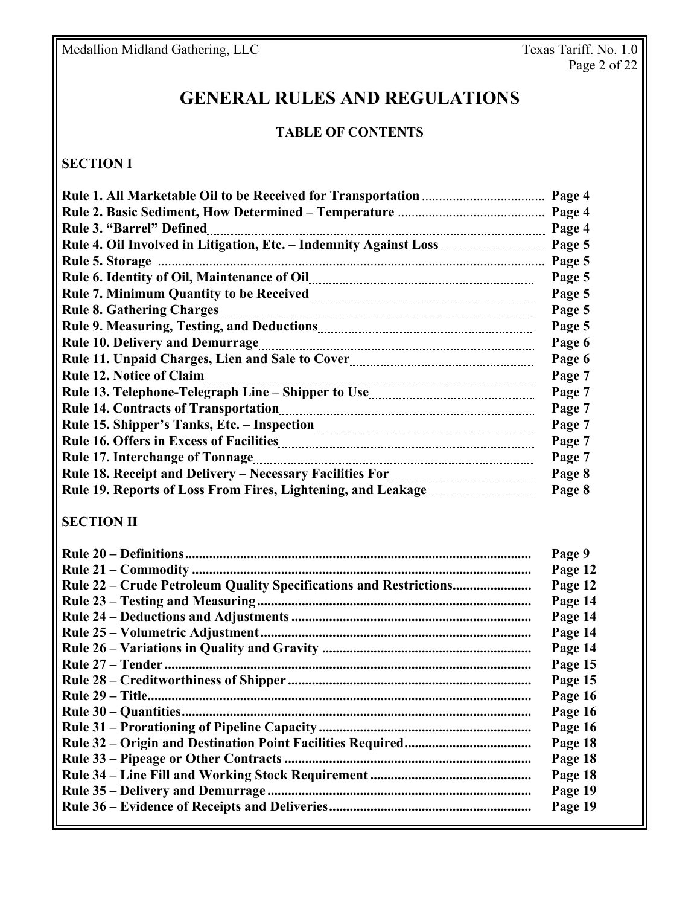# GENERAL RULES AND REGULATIONS

## TABLE OF CONTENTS

### SECTION I

| | |
|---|---|
| **Rule 1. All Marketable Oil to be Received for Transportation** | **Page 4** |
| **Rule 2. Basic Sediment, How Determined – Temperature** | **Page 4** |
| **Rule 3. "Barrel" Defined** | **Page 4** |
| **Rule 4. Oil Involved in Litigation, Etc. – Indemnity Against Loss** | **Page 5** |
| **Rule 5. Storage** | **Page 5** |
| **Rule 6. Identity of Oil, Maintenance of Oil** | **Page 5** |
| **Rule 7. Minimum Quantity to be Received** | **Page 5** |
| **Rule 8. Gathering Charges** | **Page 5** |
| **Rule 9. Measuring, Testing, and Deductions** | **Page 5** |
| **Rule 10. Delivery and Demurrage** | **Page 6** |
| **Rule 11. Unpaid Charges, Lien and Sale to Cover** | **Page 6** |
| **Rule 12. Notice of Claim** | **Page 7** |
| **Rule 13. Telephone-Telegraph Line – Shipper to Use** | **Page 7** |
| **Rule 14. Contracts of Transportation** | **Page 7** |
| **Rule 15. Shipper's Tanks, Etc. – Inspection** | **Page 7** |
| **Rule 16. Offers in Excess of Facilities** | **Page 7** |
| **Rule 17. Interchange of Tonnage** | **Page 7** |
| **Rule 18. Receipt and Delivery – Necessary Facilities For** | **Page 8** |
| **Rule 19. Reports of Loss From Fires, Lightening, and Leakage** | **Page 8** |

### SECTION II

| | |
|---|---|
| **Rule 20 – Definitions** | **Page 9** |
| **Rule 21 – Commodity** | **Page 12** |
| **Rule 22 – Crude Petroleum Quality Specifications and Restrictions** | **Page 12** |
| **Rule 23 – Testing and Measuring** | **Page 14** |
| **Rule 24 – Deductions and Adjustments** | **Page 14** |
| **Rule 25 – Volumetric Adjustment** | **Page 14** |
| **Rule 26 – Variations in Quality and Gravity** | **Page 14** |
| **Rule 27 – Tender** | **Page 15** |
| **Rule 28 – Creditworthiness of Shipper** | **Page 15** |
| **Rule 29 – Title** | **Page 16** |
| **Rule 30 – Quantities** | **Page 16** |
| **Rule 31 – Prorationing of Pipeline Capacity** | **Page 16** |
| **Rule 32 – Origin and Destination Point Facilities Required** | **Page 18** |
| **Rule 33 – Pipeage or Other Contracts** | **Page 18** |
| **Rule 34 – Line Fill and Working Stock Requirement** | **Page 18** |
| **Rule 35 – Delivery and Demurrage** | **Page 19** |
| **Rule 36 – Evidence of Receipts and Deliveries** | **Page 19** |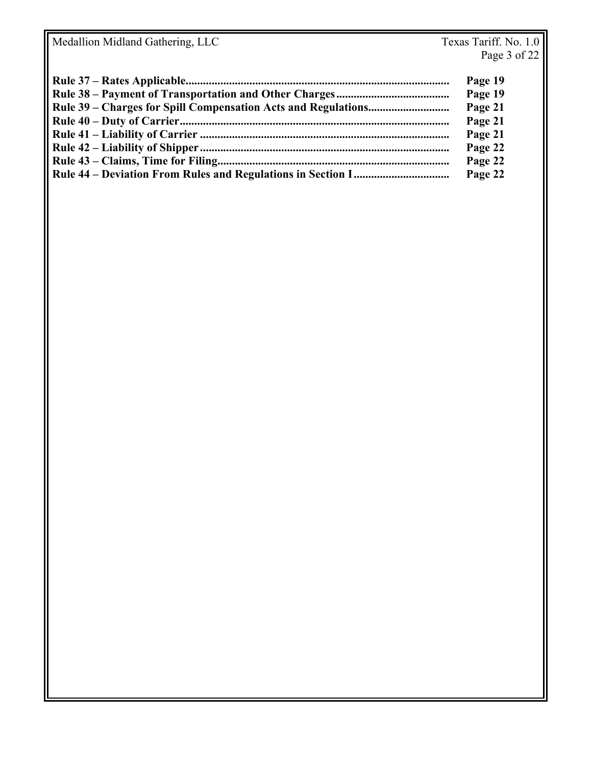| | |
|---|---|
| **Rule 37 – Rates Applicable** | **Page 19** |
| **Rule 38 – Payment of Transportation and Other Charges** | **Page 19** |
| **Rule 39 – Charges for Spill Compensation Acts and Regulations** | **Page 21** |
| **Rule 40 – Duty of Carrier** | **Page 21** |
| **Rule 41 – Liability of Carrier** | **Page 21** |
| **Rule 42 – Liability of Shipper** | **Page 22** |
| **Rule 43 – Claims, Time for Filing** | **Page 22** |
| **Rule 44 – Deviation From Rules and Regulations in Section I** | **Page 22** |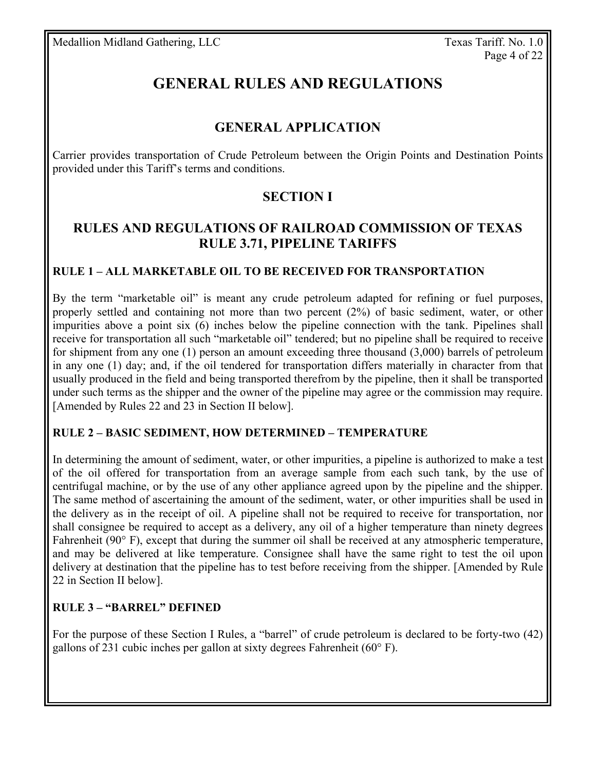# GENERAL RULES AND REGULATIONS

## GENERAL APPLICATION

Carrier provides transportation of Crude Petroleum between the Origin Points and Destination Points provided under this Tariff's terms and conditions.

## SECTION I

## RULES AND REGULATIONS OF RAILROAD COMMISSION OF TEXAS RULE 3.71, PIPELINE TARIFFS

### RULE 1 – ALL MARKETABLE OIL TO BE RECEIVED FOR TRANSPORTATION

By the term "marketable oil" is meant any crude petroleum adapted for refining or fuel purposes, properly settled and containing not more than two percent (2%) of basic sediment, water, or other impurities above a point six (6) inches below the pipeline connection with the tank. Pipelines shall receive for transportation all such "marketable oil" tendered; but no pipeline shall be required to receive for shipment from any one (1) person an amount exceeding three thousand (3,000) barrels of petroleum in any one (1) day; and, if the oil tendered for transportation differs materially in character from that usually produced in the field and being transported therefrom by the pipeline, then it shall be transported under such terms as the shipper and the owner of the pipeline may agree or the commission may require. [Amended by Rules 22 and 23 in Section II below].

### RULE 2 – BASIC SEDIMENT, HOW DETERMINED – TEMPERATURE

In determining the amount of sediment, water, or other impurities, a pipeline is authorized to make a test of the oil offered for transportation from an average sample from each such tank, by the use of centrifugal machine, or by the use of any other appliance agreed upon by the pipeline and the shipper. The same method of ascertaining the amount of the sediment, water, or other impurities shall be used in the delivery as in the receipt of oil. A pipeline shall not be required to receive for transportation, nor shall consignee be required to accept as a delivery, any oil of a higher temperature than ninety degrees Fahrenheit (90° F), except that during the summer oil shall be received at any atmospheric temperature, and may be delivered at like temperature. Consignee shall have the same right to test the oil upon delivery at destination that the pipeline has to test before receiving from the shipper. [Amended by Rule 22 in Section II below].

### RULE 3 – "BARREL" DEFINED

For the purpose of these Section I Rules, a "barrel" of crude petroleum is declared to be forty-two (42) gallons of 231 cubic inches per gallon at sixty degrees Fahrenheit (60° F).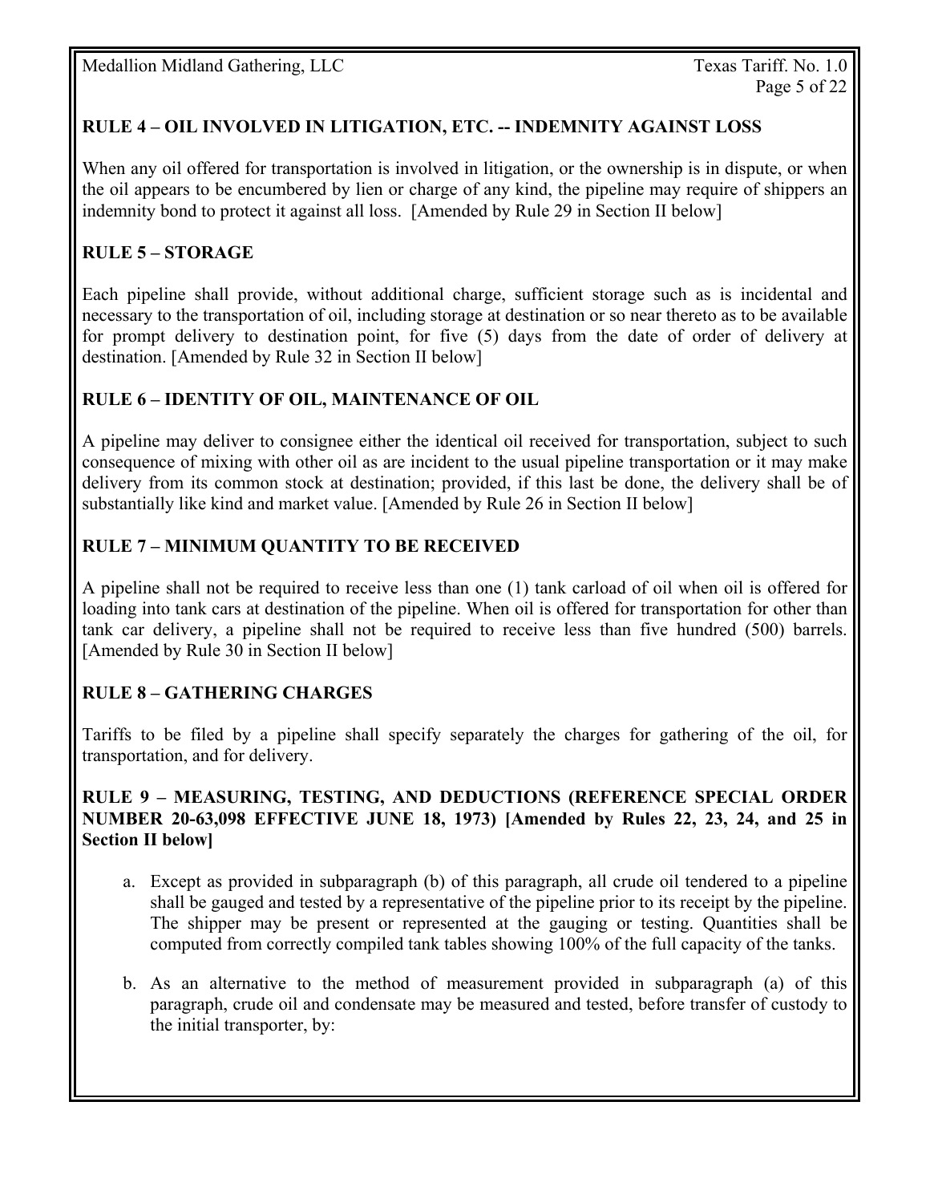## RULE 4 – OIL INVOLVED IN LITIGATION, ETC. -- INDEMNITY AGAINST LOSS

When any oil offered for transportation is involved in litigation, or the ownership is in dispute, or when the oil appears to be encumbered by lien or charge of any kind, the pipeline may require of shippers an indemnity bond to protect it against all loss. [Amended by Rule 29 in Section II below]

## RULE 5 – STORAGE

Each pipeline shall provide, without additional charge, sufficient storage such as is incidental and necessary to the transportation of oil, including storage at destination or so near thereto as to be available for prompt delivery to destination point, for five (5) days from the date of order of delivery at destination. [Amended by Rule 32 in Section II below]

## RULE 6 – IDENTITY OF OIL, MAINTENANCE OF OIL

A pipeline may deliver to consignee either the identical oil received for transportation, subject to such consequence of mixing with other oil as are incident to the usual pipeline transportation or it may make delivery from its common stock at destination; provided, if this last be done, the delivery shall be of substantially like kind and market value. [Amended by Rule 26 in Section II below]

## RULE 7 – MINIMUM QUANTITY TO BE RECEIVED

A pipeline shall not be required to receive less than one (1) tank carload of oil when oil is offered for loading into tank cars at destination of the pipeline. When oil is offered for transportation for other than tank car delivery, a pipeline shall not be required to receive less than five hundred (500) barrels. [Amended by Rule 30 in Section II below]

## RULE 8 – GATHERING CHARGES

Tariffs to be filed by a pipeline shall specify separately the charges for gathering of the oil, for transportation, and for delivery.

## RULE 9 – MEASURING, TESTING, AND DEDUCTIONS (REFERENCE SPECIAL ORDER NUMBER 20-63,098 EFFECTIVE JUNE 18, 1973) [Amended by Rules 22, 23, 24, and 25 in Section II below]

a. Except as provided in subparagraph (b) of this paragraph, all crude oil tendered to a pipeline shall be gauged and tested by a representative of the pipeline prior to its receipt by the pipeline. The shipper may be present or represented at the gauging or testing. Quantities shall be computed from correctly compiled tank tables showing 100% of the full capacity of the tanks.

b. As an alternative to the method of measurement provided in subparagraph (a) of this paragraph, crude oil and condensate may be measured and tested, before transfer of custody to the initial transporter, by: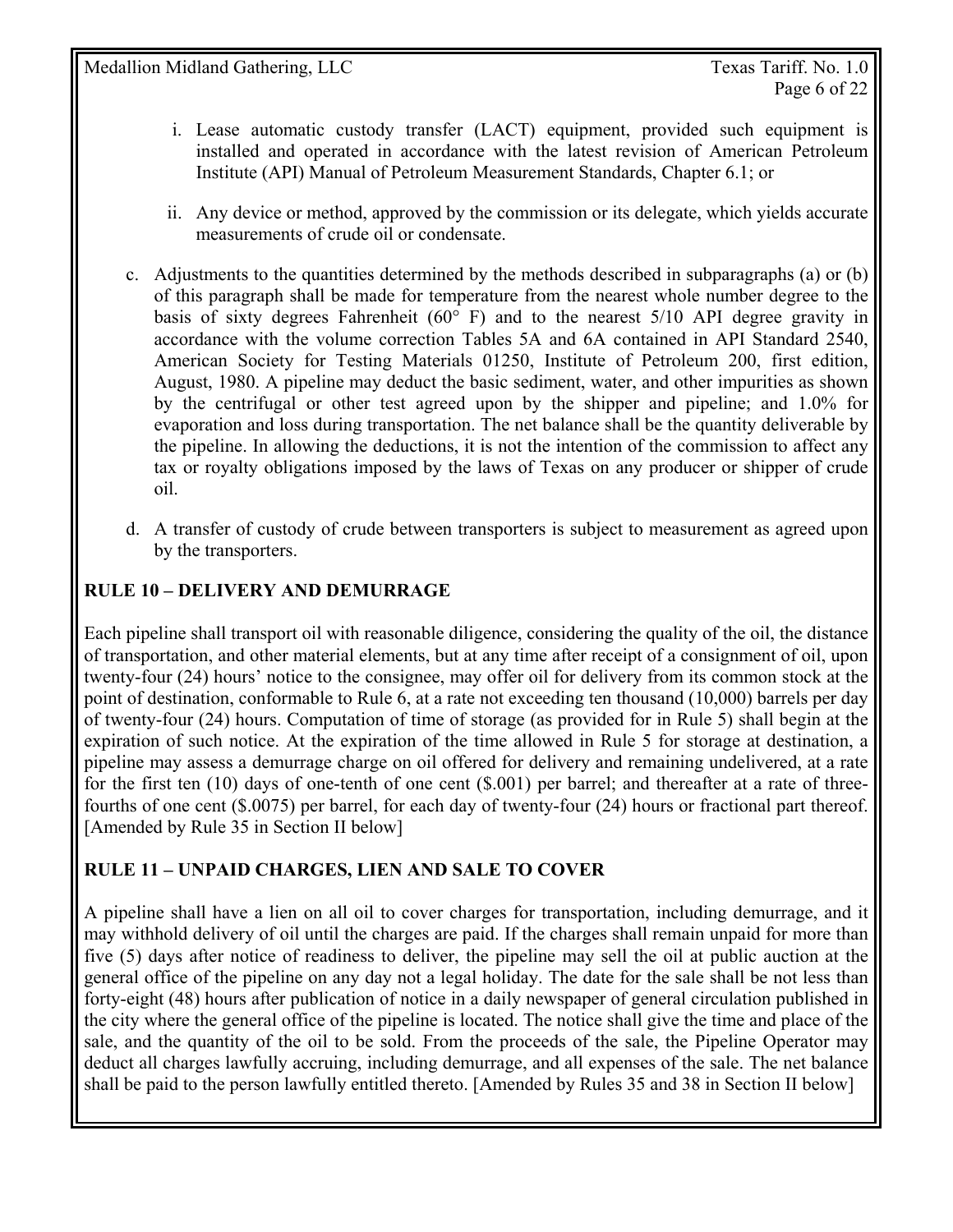i. Lease automatic custody transfer (LACT) equipment, provided such equipment is installed and operated in accordance with the latest revision of American Petroleum Institute (API) Manual of Petroleum Measurement Standards, Chapter 6.1; or

ii. Any device or method, approved by the commission or its delegate, which yields accurate measurements of crude oil or condensate.

c. Adjustments to the quantities determined by the methods described in subparagraphs (a) or (b) of this paragraph shall be made for temperature from the nearest whole number degree to the basis of sixty degrees Fahrenheit (60° F) and to the nearest 5/10 API degree gravity in accordance with the volume correction Tables 5A and 6A contained in API Standard 2540, American Society for Testing Materials 01250, Institute of Petroleum 200, first edition, August, 1980. A pipeline may deduct the basic sediment, water, and other impurities as shown by the centrifugal or other test agreed upon by the shipper and pipeline; and 1.0% for evaporation and loss during transportation. The net balance shall be the quantity deliverable by the pipeline. In allowing the deductions, it is not the intention of the commission to affect any tax or royalty obligations imposed by the laws of Texas on any producer or shipper of crude oil.

d. A transfer of custody of crude between transporters is subject to measurement as agreed upon by the transporters.

## RULE 10 – DELIVERY AND DEMURRAGE

Each pipeline shall transport oil with reasonable diligence, considering the quality of the oil, the distance of transportation, and other material elements, but at any time after receipt of a consignment of oil, upon twenty-four (24) hours' notice to the consignee, may offer oil for delivery from its common stock at the point of destination, conformable to Rule 6, at a rate not exceeding ten thousand (10,000) barrels per day of twenty-four (24) hours. Computation of time of storage (as provided for in Rule 5) shall begin at the expiration of such notice. At the expiration of the time allowed in Rule 5 for storage at destination, a pipeline may assess a demurrage charge on oil offered for delivery and remaining undelivered, at a rate for the first ten (10) days of one-tenth of one cent ($.001) per barrel; and thereafter at a rate of three-fourths of one cent ($.0075) per barrel, for each day of twenty-four (24) hours or fractional part thereof. [Amended by Rule 35 in Section II below]

## RULE 11 – UNPAID CHARGES, LIEN AND SALE TO COVER

A pipeline shall have a lien on all oil to cover charges for transportation, including demurrage, and it may withhold delivery of oil until the charges are paid. If the charges shall remain unpaid for more than five (5) days after notice of readiness to deliver, the pipeline may sell the oil at public auction at the general office of the pipeline on any day not a legal holiday. The date for the sale shall be not less than forty-eight (48) hours after publication of notice in a daily newspaper of general circulation published in the city where the general office of the pipeline is located. The notice shall give the time and place of the sale, and the quantity of the oil to be sold. From the proceeds of the sale, the Pipeline Operator may deduct all charges lawfully accruing, including demurrage, and all expenses of the sale. The net balance shall be paid to the person lawfully entitled thereto. [Amended by Rules 35 and 38 in Section II below]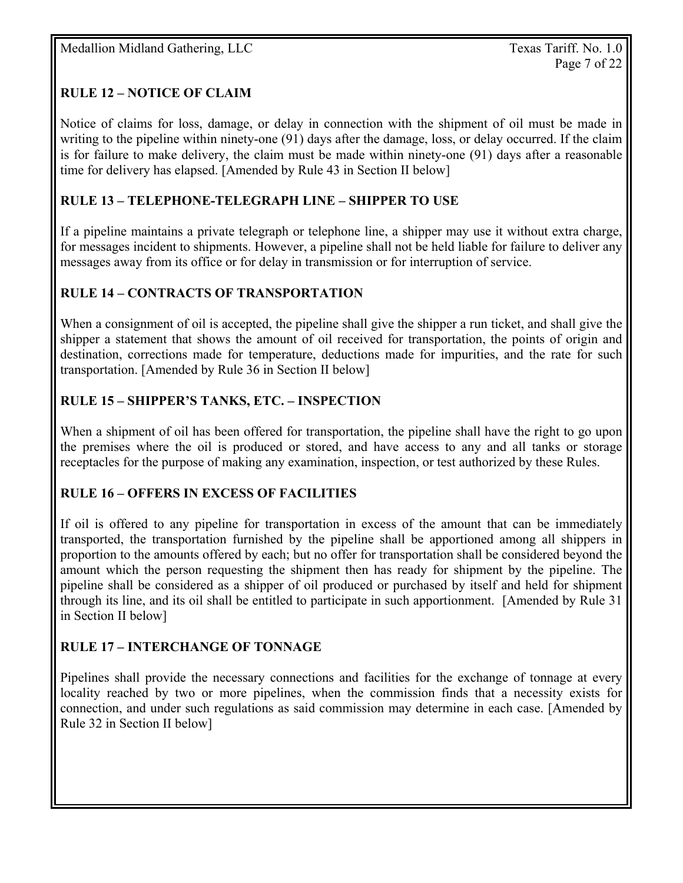## RULE 12 – NOTICE OF CLAIM

Notice of claims for loss, damage, or delay in connection with the shipment of oil must be made in writing to the pipeline within ninety-one (91) days after the damage, loss, or delay occurred. If the claim is for failure to make delivery, the claim must be made within ninety-one (91) days after a reasonable time for delivery has elapsed. [Amended by Rule 43 in Section II below]

## RULE 13 – TELEPHONE-TELEGRAPH LINE – SHIPPER TO USE

If a pipeline maintains a private telegraph or telephone line, a shipper may use it without extra charge, for messages incident to shipments. However, a pipeline shall not be held liable for failure to deliver any messages away from its office or for delay in transmission or for interruption of service.

## RULE 14 – CONTRACTS OF TRANSPORTATION

When a consignment of oil is accepted, the pipeline shall give the shipper a run ticket, and shall give the shipper a statement that shows the amount of oil received for transportation, the points of origin and destination, corrections made for temperature, deductions made for impurities, and the rate for such transportation. [Amended by Rule 36 in Section II below]

## RULE 15 – SHIPPER'S TANKS, ETC. – INSPECTION

When a shipment of oil has been offered for transportation, the pipeline shall have the right to go upon the premises where the oil is produced or stored, and have access to any and all tanks or storage receptacles for the purpose of making any examination, inspection, or test authorized by these Rules.

## RULE 16 – OFFERS IN EXCESS OF FACILITIES

If oil is offered to any pipeline for transportation in excess of the amount that can be immediately transported, the transportation furnished by the pipeline shall be apportioned among all shippers in proportion to the amounts offered by each; but no offer for transportation shall be considered beyond the amount which the person requesting the shipment then has ready for shipment by the pipeline. The pipeline shall be considered as a shipper of oil produced or purchased by itself and held for shipment through its line, and its oil shall be entitled to participate in such apportionment. [Amended by Rule 31 in Section II below]

## RULE 17 – INTERCHANGE OF TONNAGE

Pipelines shall provide the necessary connections and facilities for the exchange of tonnage at every locality reached by two or more pipelines, when the commission finds that a necessity exists for connection, and under such regulations as said commission may determine in each case. [Amended by Rule 32 in Section II below]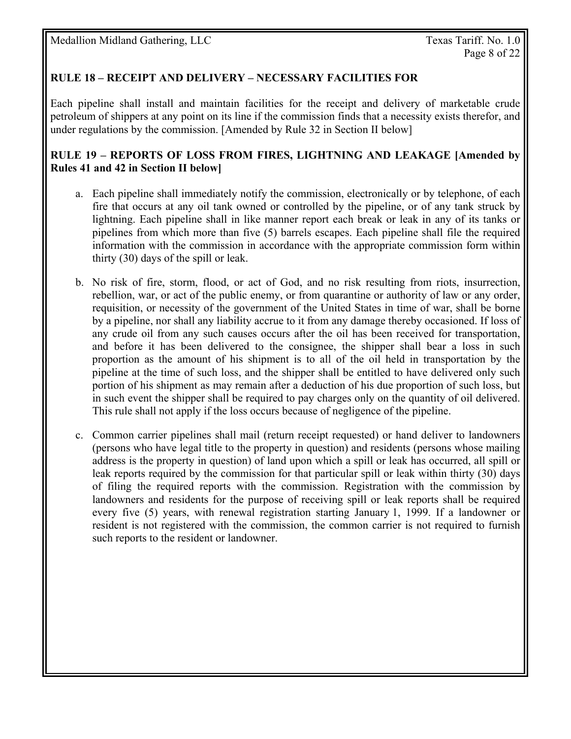### RULE 18 – RECEIPT AND DELIVERY – NECESSARY FACILITIES FOR

Each pipeline shall install and maintain facilities for the receipt and delivery of marketable crude petroleum of shippers at any point on its line if the commission finds that a necessity exists therefor, and under regulations by the commission. [Amended by Rule 32 in Section II below]

### RULE 19 – REPORTS OF LOSS FROM FIRES, LIGHTNING AND LEAKAGE [Amended by Rules 41 and 42 in Section II below]

a. Each pipeline shall immediately notify the commission, electronically or by telephone, of each fire that occurs at any oil tank owned or controlled by the pipeline, or of any tank struck by lightning. Each pipeline shall in like manner report each break or leak in any of its tanks or pipelines from which more than five (5) barrels escapes. Each pipeline shall file the required information with the commission in accordance with the appropriate commission form within thirty (30) days of the spill or leak.

b. No risk of fire, storm, flood, or act of God, and no risk resulting from riots, insurrection, rebellion, war, or act of the public enemy, or from quarantine or authority of law or any order, requisition, or necessity of the government of the United States in time of war, shall be borne by a pipeline, nor shall any liability accrue to it from any damage thereby occasioned. If loss of any crude oil from any such causes occurs after the oil has been received for transportation, and before it has been delivered to the consignee, the shipper shall bear a loss in such proportion as the amount of his shipment is to all of the oil held in transportation by the pipeline at the time of such loss, and the shipper shall be entitled to have delivered only such portion of his shipment as may remain after a deduction of his due proportion of such loss, but in such event the shipper shall be required to pay charges only on the quantity of oil delivered. This rule shall not apply if the loss occurs because of negligence of the pipeline.

c. Common carrier pipelines shall mail (return receipt requested) or hand deliver to landowners (persons who have legal title to the property in question) and residents (persons whose mailing address is the property in question) of land upon which a spill or leak has occurred, all spill or leak reports required by the commission for that particular spill or leak within thirty (30) days of filing the required reports with the commission. Registration with the commission by landowners and residents for the purpose of receiving spill or leak reports shall be required every five (5) years, with renewal registration starting January 1, 1999. If a landowner or resident is not registered with the commission, the common carrier is not required to furnish such reports to the resident or landowner.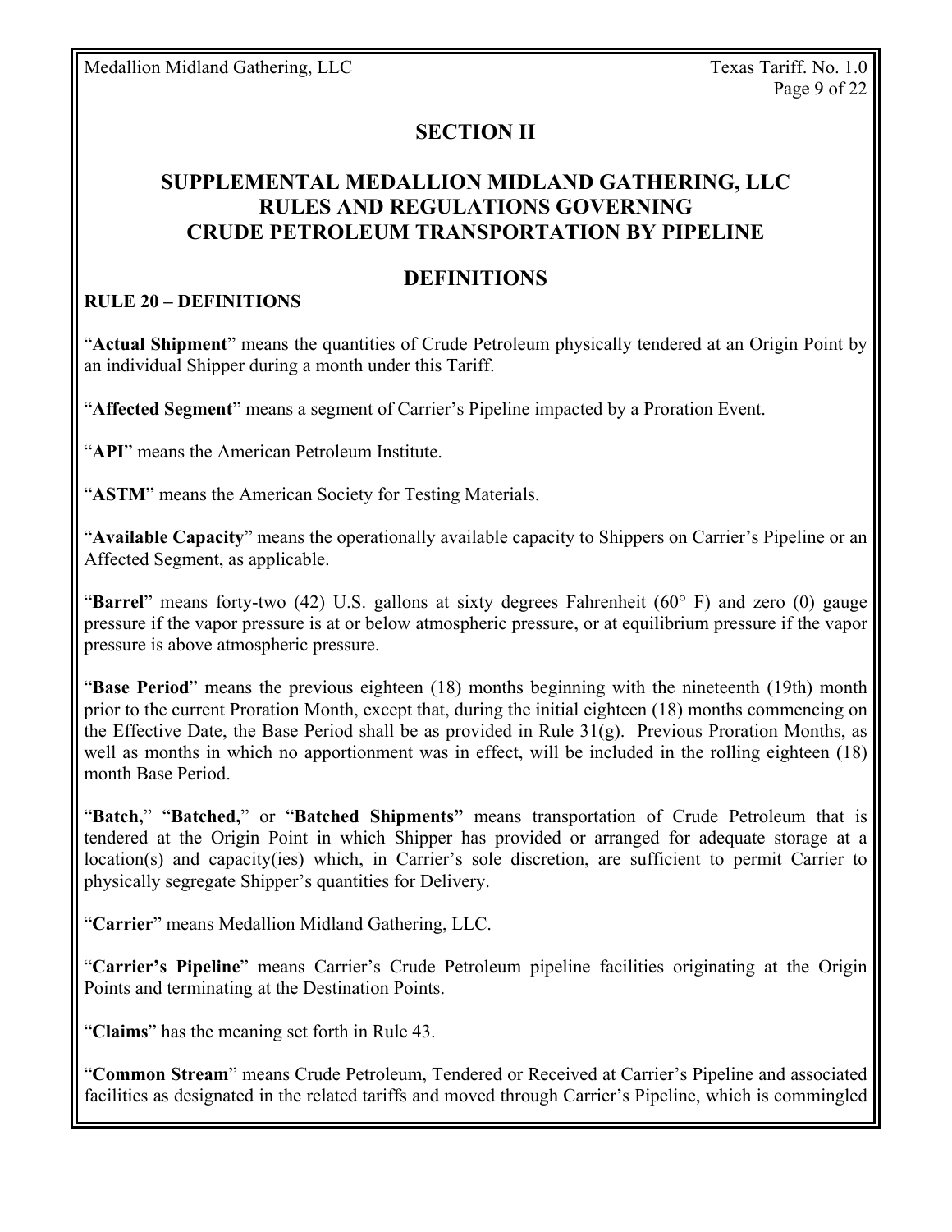## SECTION II

## SUPPLEMENTAL MEDALLION MIDLAND GATHERING, LLC RULES AND REGULATIONS GOVERNING CRUDE PETROLEUM TRANSPORTATION BY PIPELINE

## DEFINITIONS

### RULE 20 – DEFINITIONS

"**Actual Shipment**" means the quantities of Crude Petroleum physically tendered at an Origin Point by an individual Shipper during a month under this Tariff.

"**Affected Segment**" means a segment of Carrier's Pipeline impacted by a Proration Event.

"**API**" means the American Petroleum Institute.

"**ASTM**" means the American Society for Testing Materials.

"**Available Capacity**" means the operationally available capacity to Shippers on Carrier's Pipeline or an Affected Segment, as applicable.

"**Barrel**" means forty-two (42) U.S. gallons at sixty degrees Fahrenheit (60° F) and zero (0) gauge pressure if the vapor pressure is at or below atmospheric pressure, or at equilibrium pressure if the vapor pressure is above atmospheric pressure.

"**Base Period**" means the previous eighteen (18) months beginning with the nineteenth (19th) month prior to the current Proration Month, except that, during the initial eighteen (18) months commencing on the Effective Date, the Base Period shall be as provided in Rule 31(g). Previous Proration Months, as well as months in which no apportionment was in effect, will be included in the rolling eighteen (18) month Base Period.

"**Batch,**" "**Batched,**" or "**Batched Shipments"** means transportation of Crude Petroleum that is tendered at the Origin Point in which Shipper has provided or arranged for adequate storage at a location(s) and capacity(ies) which, in Carrier's sole discretion, are sufficient to permit Carrier to physically segregate Shipper's quantities for Delivery.

"**Carrier**" means Medallion Midland Gathering, LLC.

"**Carrier's Pipeline**" means Carrier's Crude Petroleum pipeline facilities originating at the Origin Points and terminating at the Destination Points.

"**Claims**" has the meaning set forth in Rule 43.

"**Common Stream**" means Crude Petroleum, Tendered or Received at Carrier's Pipeline and associated facilities as designated in the related tariffs and moved through Carrier's Pipeline, which is commingled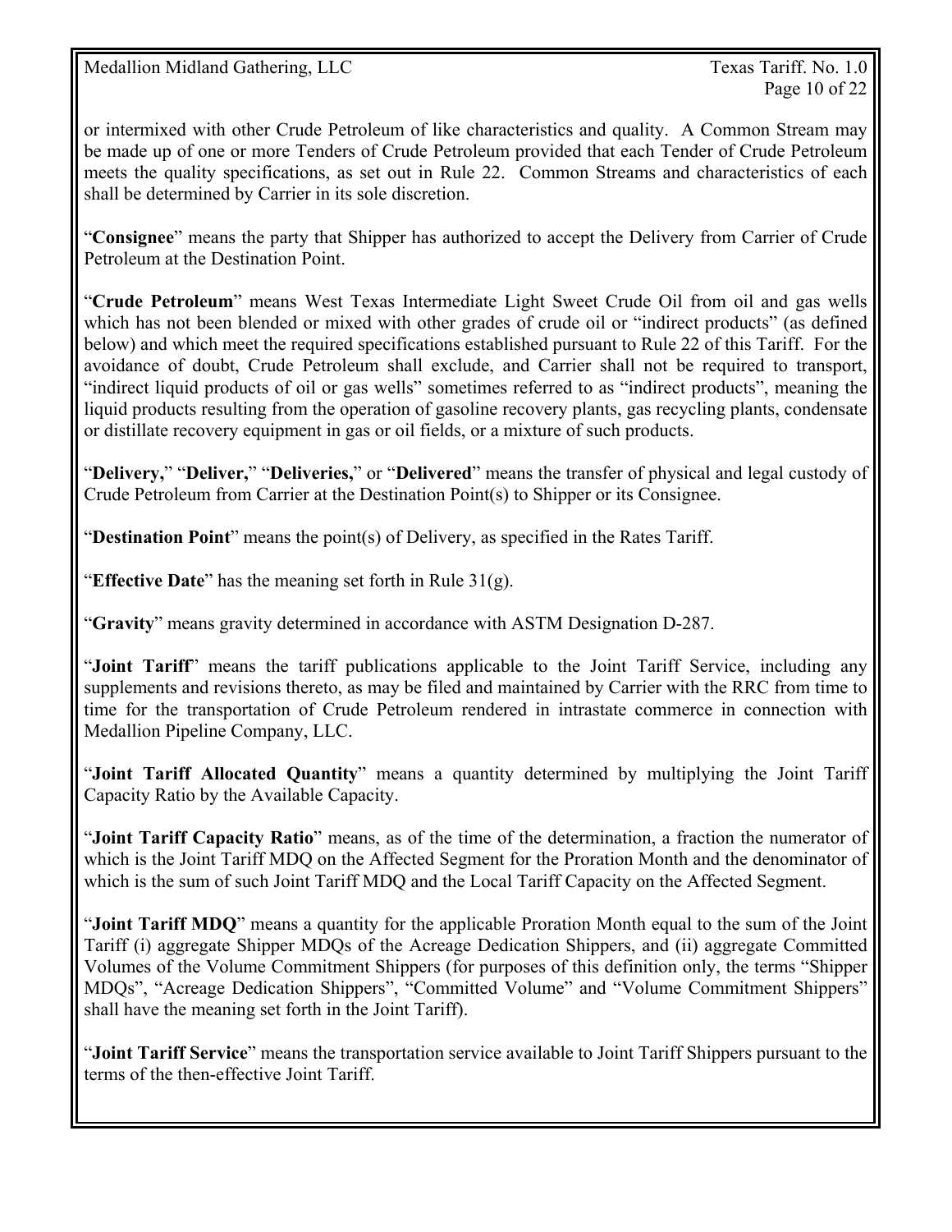or intermixed with other Crude Petroleum of like characteristics and quality. A Common Stream may be made up of one or more Tenders of Crude Petroleum provided that each Tender of Crude Petroleum meets the quality specifications, as set out in Rule 22. Common Streams and characteristics of each shall be determined by Carrier in its sole discretion.

"**Consignee**" means the party that Shipper has authorized to accept the Delivery from Carrier of Crude Petroleum at the Destination Point.

"**Crude Petroleum**" means West Texas Intermediate Light Sweet Crude Oil from oil and gas wells which has not been blended or mixed with other grades of crude oil or "indirect products" (as defined below) and which meet the required specifications established pursuant to Rule 22 of this Tariff. For the avoidance of doubt, Crude Petroleum shall exclude, and Carrier shall not be required to transport, "indirect liquid products of oil or gas wells" sometimes referred to as "indirect products", meaning the liquid products resulting from the operation of gasoline recovery plants, gas recycling plants, condensate or distillate recovery equipment in gas or oil fields, or a mixture of such products.

"**Delivery,**" "**Deliver,**" "**Deliveries,**" or "**Delivered**" means the transfer of physical and legal custody of Crude Petroleum from Carrier at the Destination Point(s) to Shipper or its Consignee.

"**Destination Point**" means the point(s) of Delivery, as specified in the Rates Tariff.

"**Effective Date**" has the meaning set forth in Rule 31(g).

"**Gravity**" means gravity determined in accordance with ASTM Designation D-287.

"**Joint Tariff**" means the tariff publications applicable to the Joint Tariff Service, including any supplements and revisions thereto, as may be filed and maintained by Carrier with the RRC from time to time for the transportation of Crude Petroleum rendered in intrastate commerce in connection with Medallion Pipeline Company, LLC.

"**Joint Tariff Allocated Quantity**" means a quantity determined by multiplying the Joint Tariff Capacity Ratio by the Available Capacity.

"**Joint Tariff Capacity Ratio**" means, as of the time of the determination, a fraction the numerator of which is the Joint Tariff MDQ on the Affected Segment for the Proration Month and the denominator of which is the sum of such Joint Tariff MDQ and the Local Tariff Capacity on the Affected Segment.

"**Joint Tariff MDQ**" means a quantity for the applicable Proration Month equal to the sum of the Joint Tariff (i) aggregate Shipper MDQs of the Acreage Dedication Shippers, and (ii) aggregate Committed Volumes of the Volume Commitment Shippers (for purposes of this definition only, the terms "Shipper MDQs", "Acreage Dedication Shippers", "Committed Volume" and "Volume Commitment Shippers" shall have the meaning set forth in the Joint Tariff).

"**Joint Tariff Service**" means the transportation service available to Joint Tariff Shippers pursuant to the terms of the then-effective Joint Tariff.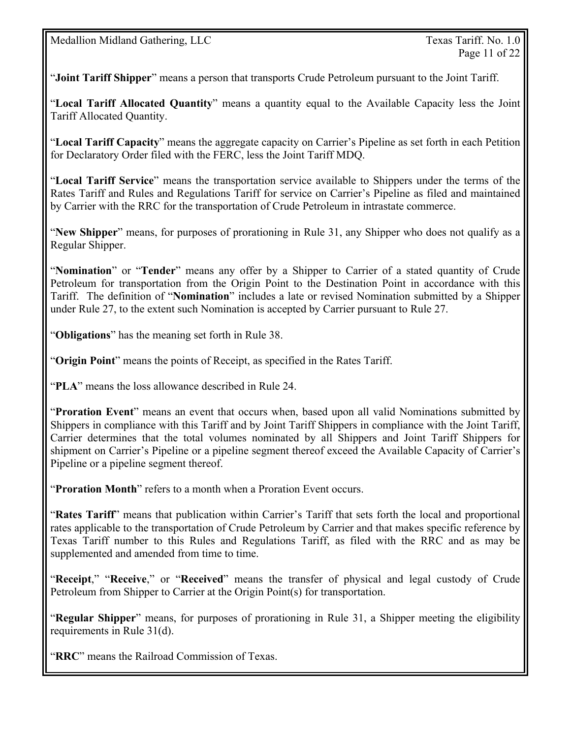"**Joint Tariff Shipper**" means a person that transports Crude Petroleum pursuant to the Joint Tariff.

"**Local Tariff Allocated Quantity**" means a quantity equal to the Available Capacity less the Joint Tariff Allocated Quantity.

"**Local Tariff Capacity**" means the aggregate capacity on Carrier's Pipeline as set forth in each Petition for Declaratory Order filed with the FERC, less the Joint Tariff MDQ.

"**Local Tariff Service**" means the transportation service available to Shippers under the terms of the Rates Tariff and Rules and Regulations Tariff for service on Carrier's Pipeline as filed and maintained by Carrier with the RRC for the transportation of Crude Petroleum in intrastate commerce.

"**New Shipper**" means, for purposes of prorationing in Rule 31, any Shipper who does not qualify as a Regular Shipper.

"**Nomination**" or "**Tender**" means any offer by a Shipper to Carrier of a stated quantity of Crude Petroleum for transportation from the Origin Point to the Destination Point in accordance with this Tariff. The definition of "**Nomination**" includes a late or revised Nomination submitted by a Shipper under Rule 27, to the extent such Nomination is accepted by Carrier pursuant to Rule 27.

"**Obligations**" has the meaning set forth in Rule 38.

"**Origin Point**" means the points of Receipt, as specified in the Rates Tariff.

"**PLA**" means the loss allowance described in Rule 24.

"**Proration Event**" means an event that occurs when, based upon all valid Nominations submitted by Shippers in compliance with this Tariff and by Joint Tariff Shippers in compliance with the Joint Tariff, Carrier determines that the total volumes nominated by all Shippers and Joint Tariff Shippers for shipment on Carrier's Pipeline or a pipeline segment thereof exceed the Available Capacity of Carrier's Pipeline or a pipeline segment thereof.

"**Proration Month**" refers to a month when a Proration Event occurs.

"**Rates Tariff**" means that publication within Carrier's Tariff that sets forth the local and proportional rates applicable to the transportation of Crude Petroleum by Carrier and that makes specific reference by Texas Tariff number to this Rules and Regulations Tariff, as filed with the RRC and as may be supplemented and amended from time to time.

"**Receipt**," "**Receive**," or "**Received**" means the transfer of physical and legal custody of Crude Petroleum from Shipper to Carrier at the Origin Point(s) for transportation.

"**Regular Shipper**" means, for purposes of prorationing in Rule 31, a Shipper meeting the eligibility requirements in Rule 31(d).

"**RRC**" means the Railroad Commission of Texas.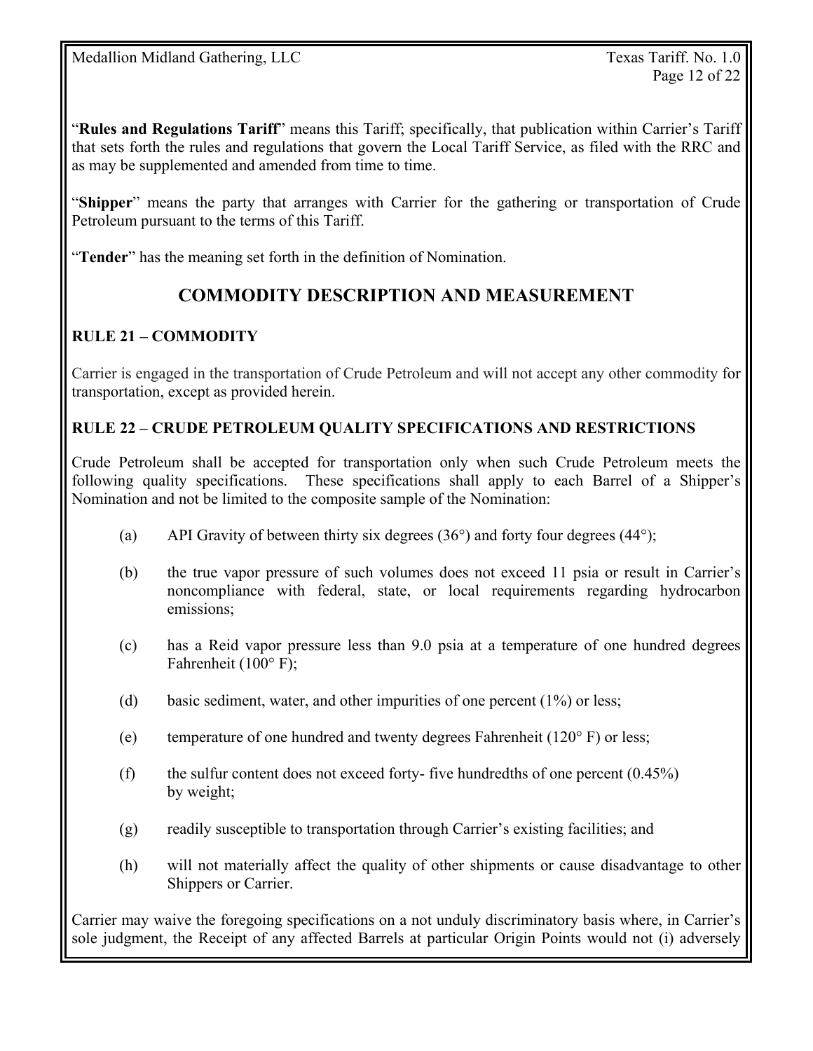"**Rules and Regulations Tariff**" means this Tariff; specifically, that publication within Carrier's Tariff that sets forth the rules and regulations that govern the Local Tariff Service, as filed with the RRC and as may be supplemented and amended from time to time.

"**Shipper**" means the party that arranges with Carrier for the gathering or transportation of Crude Petroleum pursuant to the terms of this Tariff.

"**Tender**" has the meaning set forth in the definition of Nomination.

## COMMODITY DESCRIPTION AND MEASUREMENT

### RULE 21 – COMMODITY

Carrier is engaged in the transportation of Crude Petroleum and will not accept any other commodity for transportation, except as provided herein.

### RULE 22 – CRUDE PETROLEUM QUALITY SPECIFICATIONS AND RESTRICTIONS

Crude Petroleum shall be accepted for transportation only when such Crude Petroleum meets the following quality specifications. These specifications shall apply to each Barrel of a Shipper's Nomination and not be limited to the composite sample of the Nomination:

(a) API Gravity of between thirty six degrees (36°) and forty four degrees (44°);

(b) the true vapor pressure of such volumes does not exceed 11 psia or result in Carrier's noncompliance with federal, state, or local requirements regarding hydrocarbon emissions;

(c) has a Reid vapor pressure less than 9.0 psia at a temperature of one hundred degrees Fahrenheit (100° F);

(d) basic sediment, water, and other impurities of one percent (1%) or less;

(e) temperature of one hundred and twenty degrees Fahrenheit (120° F) or less;

(f) the sulfur content does not exceed forty- five hundredths of one percent (0.45%) by weight;

(g) readily susceptible to transportation through Carrier's existing facilities; and

(h) will not materially affect the quality of other shipments or cause disadvantage to other Shippers or Carrier.

Carrier may waive the foregoing specifications on a not unduly discriminatory basis where, in Carrier's sole judgment, the Receipt of any affected Barrels at particular Origin Points would not (i) adversely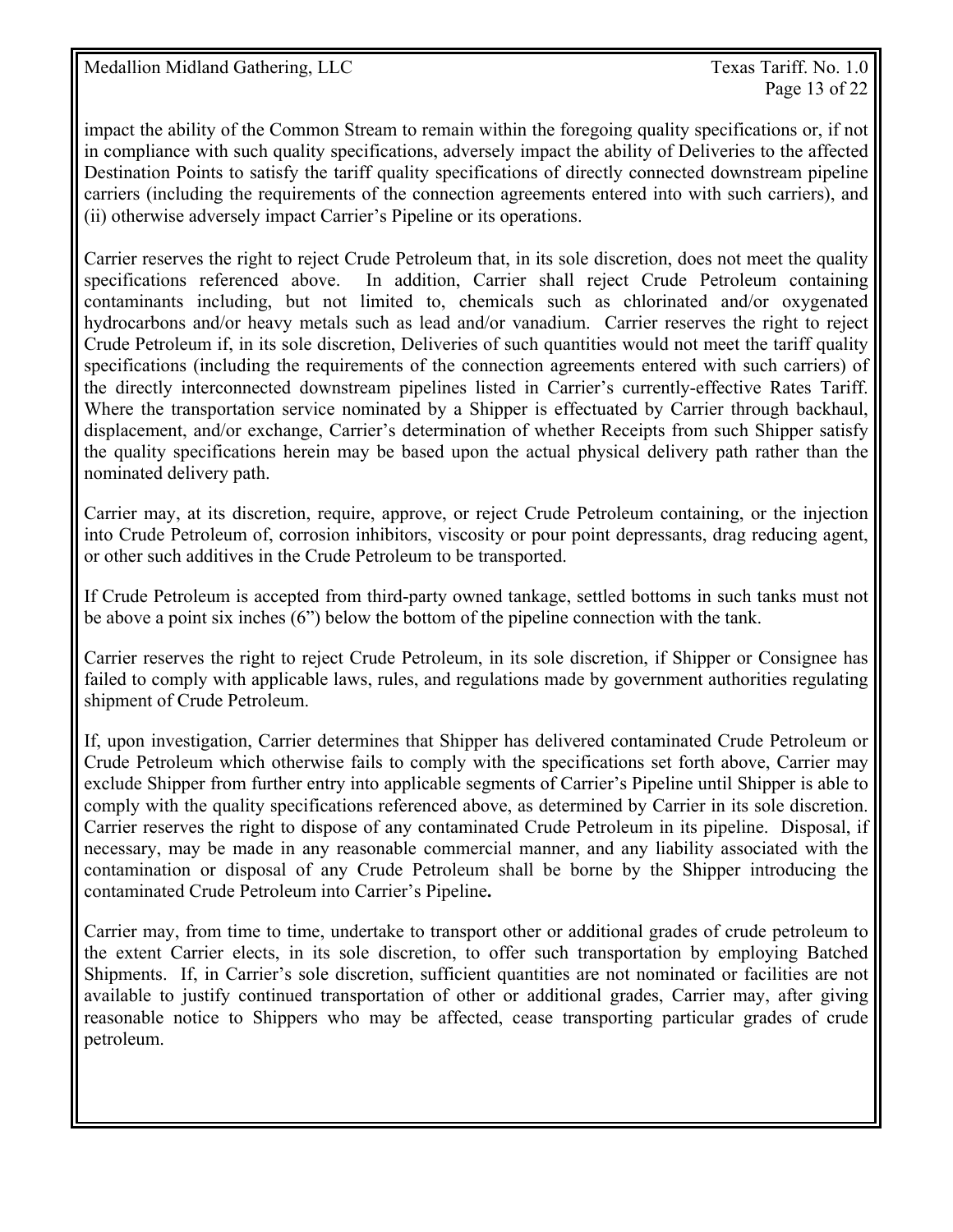impact the ability of the Common Stream to remain within the foregoing quality specifications or, if not in compliance with such quality specifications, adversely impact the ability of Deliveries to the affected Destination Points to satisfy the tariff quality specifications of directly connected downstream pipeline carriers (including the requirements of the connection agreements entered into with such carriers), and (ii) otherwise adversely impact Carrier's Pipeline or its operations.

Carrier reserves the right to reject Crude Petroleum that, in its sole discretion, does not meet the quality specifications referenced above. In addition, Carrier shall reject Crude Petroleum containing contaminants including, but not limited to, chemicals such as chlorinated and/or oxygenated hydrocarbons and/or heavy metals such as lead and/or vanadium. Carrier reserves the right to reject Crude Petroleum if, in its sole discretion, Deliveries of such quantities would not meet the tariff quality specifications (including the requirements of the connection agreements entered with such carriers) of the directly interconnected downstream pipelines listed in Carrier's currently-effective Rates Tariff. Where the transportation service nominated by a Shipper is effectuated by Carrier through backhaul, displacement, and/or exchange, Carrier's determination of whether Receipts from such Shipper satisfy the quality specifications herein may be based upon the actual physical delivery path rather than the nominated delivery path.

Carrier may, at its discretion, require, approve, or reject Crude Petroleum containing, or the injection into Crude Petroleum of, corrosion inhibitors, viscosity or pour point depressants, drag reducing agent, or other such additives in the Crude Petroleum to be transported.

If Crude Petroleum is accepted from third-party owned tankage, settled bottoms in such tanks must not be above a point six inches (6") below the bottom of the pipeline connection with the tank.

Carrier reserves the right to reject Crude Petroleum, in its sole discretion, if Shipper or Consignee has failed to comply with applicable laws, rules, and regulations made by government authorities regulating shipment of Crude Petroleum.

If, upon investigation, Carrier determines that Shipper has delivered contaminated Crude Petroleum or Crude Petroleum which otherwise fails to comply with the specifications set forth above, Carrier may exclude Shipper from further entry into applicable segments of Carrier's Pipeline until Shipper is able to comply with the quality specifications referenced above, as determined by Carrier in its sole discretion. Carrier reserves the right to dispose of any contaminated Crude Petroleum in its pipeline. Disposal, if necessary, may be made in any reasonable commercial manner, and any liability associated with the contamination or disposal of any Crude Petroleum shall be borne by the Shipper introducing the contaminated Crude Petroleum into Carrier's Pipeline**.**

Carrier may, from time to time, undertake to transport other or additional grades of crude petroleum to the extent Carrier elects, in its sole discretion, to offer such transportation by employing Batched Shipments. If, in Carrier's sole discretion, sufficient quantities are not nominated or facilities are not available to justify continued transportation of other or additional grades, Carrier may, after giving reasonable notice to Shippers who may be affected, cease transporting particular grades of crude petroleum.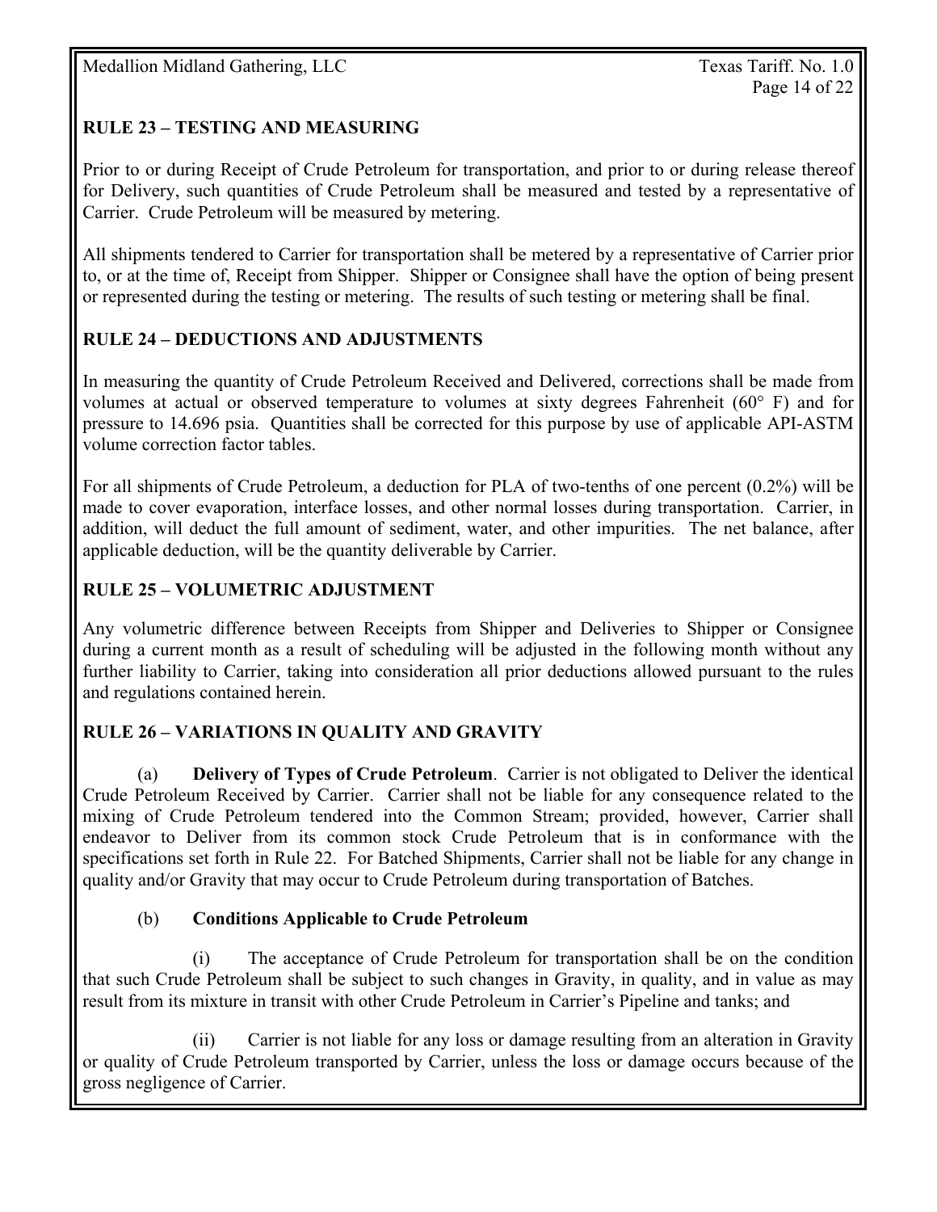## RULE 23 – TESTING AND MEASURING

Prior to or during Receipt of Crude Petroleum for transportation, and prior to or during release thereof for Delivery, such quantities of Crude Petroleum shall be measured and tested by a representative of Carrier. Crude Petroleum will be measured by metering.

All shipments tendered to Carrier for transportation shall be metered by a representative of Carrier prior to, or at the time of, Receipt from Shipper. Shipper or Consignee shall have the option of being present or represented during the testing or metering. The results of such testing or metering shall be final.

## RULE 24 – DEDUCTIONS AND ADJUSTMENTS

In measuring the quantity of Crude Petroleum Received and Delivered, corrections shall be made from volumes at actual or observed temperature to volumes at sixty degrees Fahrenheit (60° F) and for pressure to 14.696 psia. Quantities shall be corrected for this purpose by use of applicable API-ASTM volume correction factor tables.

For all shipments of Crude Petroleum, a deduction for PLA of two-tenths of one percent (0.2%) will be made to cover evaporation, interface losses, and other normal losses during transportation. Carrier, in addition, will deduct the full amount of sediment, water, and other impurities. The net balance, after applicable deduction, will be the quantity deliverable by Carrier.

## RULE 25 – VOLUMETRIC ADJUSTMENT

Any volumetric difference between Receipts from Shipper and Deliveries to Shipper or Consignee during a current month as a result of scheduling will be adjusted in the following month without any further liability to Carrier, taking into consideration all prior deductions allowed pursuant to the rules and regulations contained herein.

## RULE 26 – VARIATIONS IN QUALITY AND GRAVITY

(a) **Delivery of Types of Crude Petroleum**. Carrier is not obligated to Deliver the identical Crude Petroleum Received by Carrier. Carrier shall not be liable for any consequence related to the mixing of Crude Petroleum tendered into the Common Stream; provided, however, Carrier shall endeavor to Deliver from its common stock Crude Petroleum that is in conformance with the specifications set forth in Rule 22. For Batched Shipments, Carrier shall not be liable for any change in quality and/or Gravity that may occur to Crude Petroleum during transportation of Batches.

(b) **Conditions Applicable to Crude Petroleum**

(i) The acceptance of Crude Petroleum for transportation shall be on the condition that such Crude Petroleum shall be subject to such changes in Gravity, in quality, and in value as may result from its mixture in transit with other Crude Petroleum in Carrier's Pipeline and tanks; and

(ii) Carrier is not liable for any loss or damage resulting from an alteration in Gravity or quality of Crude Petroleum transported by Carrier, unless the loss or damage occurs because of the gross negligence of Carrier.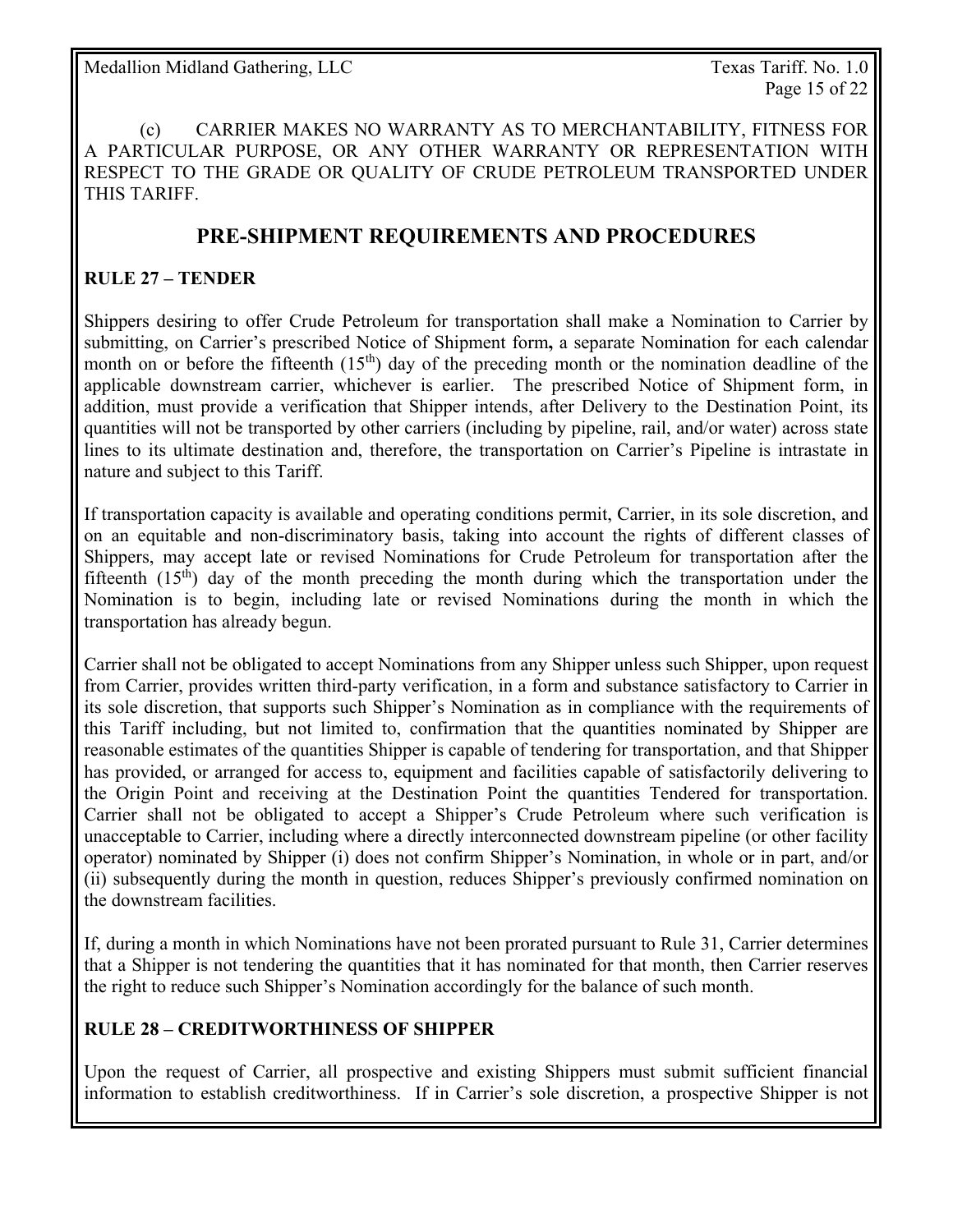(c) CARRIER MAKES NO WARRANTY AS TO MERCHANTABILITY, FITNESS FOR A PARTICULAR PURPOSE, OR ANY OTHER WARRANTY OR REPRESENTATION WITH RESPECT TO THE GRADE OR QUALITY OF CRUDE PETROLEUM TRANSPORTED UNDER THIS TARIFF.

## PRE-SHIPMENT REQUIREMENTS AND PROCEDURES

### RULE 27 – TENDER

Shippers desiring to offer Crude Petroleum for transportation shall make a Nomination to Carrier by submitting, on Carrier's prescribed Notice of Shipment form**,** a separate Nomination for each calendar month on or before the fifteenth (15th) day of the preceding month or the nomination deadline of the applicable downstream carrier, whichever is earlier. The prescribed Notice of Shipment form, in addition, must provide a verification that Shipper intends, after Delivery to the Destination Point, its quantities will not be transported by other carriers (including by pipeline, rail, and/or water) across state lines to its ultimate destination and, therefore, the transportation on Carrier's Pipeline is intrastate in nature and subject to this Tariff.

If transportation capacity is available and operating conditions permit, Carrier, in its sole discretion, and on an equitable and non-discriminatory basis, taking into account the rights of different classes of Shippers, may accept late or revised Nominations for Crude Petroleum for transportation after the fifteenth (15th) day of the month preceding the month during which the transportation under the Nomination is to begin, including late or revised Nominations during the month in which the transportation has already begun.

Carrier shall not be obligated to accept Nominations from any Shipper unless such Shipper, upon request from Carrier, provides written third-party verification, in a form and substance satisfactory to Carrier in its sole discretion, that supports such Shipper's Nomination as in compliance with the requirements of this Tariff including, but not limited to, confirmation that the quantities nominated by Shipper are reasonable estimates of the quantities Shipper is capable of tendering for transportation, and that Shipper has provided, or arranged for access to, equipment and facilities capable of satisfactorily delivering to the Origin Point and receiving at the Destination Point the quantities Tendered for transportation. Carrier shall not be obligated to accept a Shipper's Crude Petroleum where such verification is unacceptable to Carrier, including where a directly interconnected downstream pipeline (or other facility operator) nominated by Shipper (i) does not confirm Shipper's Nomination, in whole or in part, and/or (ii) subsequently during the month in question, reduces Shipper's previously confirmed nomination on the downstream facilities.

If, during a month in which Nominations have not been prorated pursuant to Rule 31, Carrier determines that a Shipper is not tendering the quantities that it has nominated for that month, then Carrier reserves the right to reduce such Shipper's Nomination accordingly for the balance of such month.

### RULE 28 – CREDITWORTHINESS OF SHIPPER

Upon the request of Carrier, all prospective and existing Shippers must submit sufficient financial information to establish creditworthiness. If in Carrier's sole discretion, a prospective Shipper is not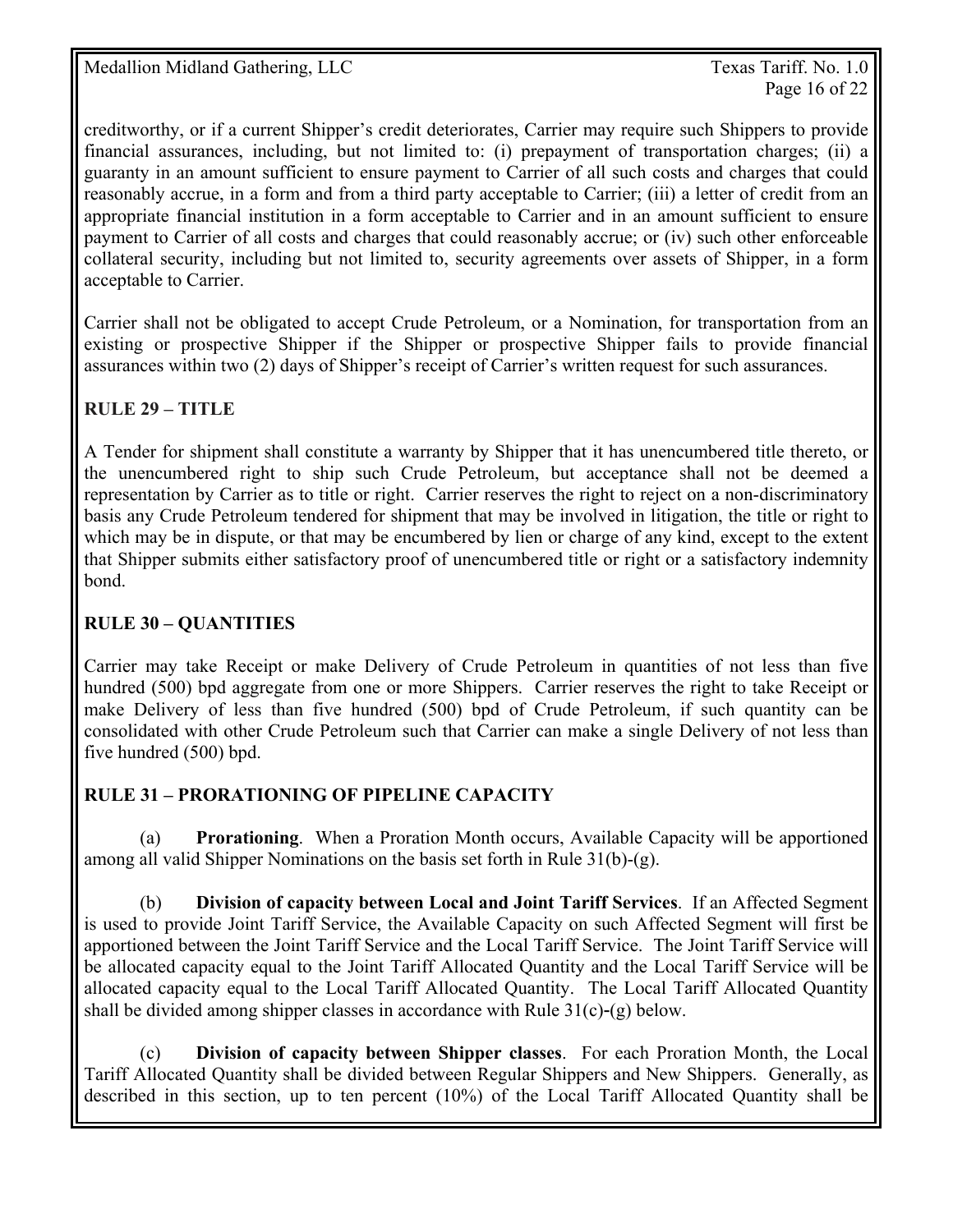creditworthy, or if a current Shipper's credit deteriorates, Carrier may require such Shippers to provide financial assurances, including, but not limited to: (i) prepayment of transportation charges; (ii) a guaranty in an amount sufficient to ensure payment to Carrier of all such costs and charges that could reasonably accrue, in a form and from a third party acceptable to Carrier; (iii) a letter of credit from an appropriate financial institution in a form acceptable to Carrier and in an amount sufficient to ensure payment to Carrier of all costs and charges that could reasonably accrue; or (iv) such other enforceable collateral security, including but not limited to, security agreements over assets of Shipper, in a form acceptable to Carrier.

Carrier shall not be obligated to accept Crude Petroleum, or a Nomination, for transportation from an existing or prospective Shipper if the Shipper or prospective Shipper fails to provide financial assurances within two (2) days of Shipper's receipt of Carrier's written request for such assurances.

## RULE 29 – TITLE

A Tender for shipment shall constitute a warranty by Shipper that it has unencumbered title thereto, or the unencumbered right to ship such Crude Petroleum, but acceptance shall not be deemed a representation by Carrier as to title or right. Carrier reserves the right to reject on a non-discriminatory basis any Crude Petroleum tendered for shipment that may be involved in litigation, the title or right to which may be in dispute, or that may be encumbered by lien or charge of any kind, except to the extent that Shipper submits either satisfactory proof of unencumbered title or right or a satisfactory indemnity bond.

## RULE 30 – QUANTITIES

Carrier may take Receipt or make Delivery of Crude Petroleum in quantities of not less than five hundred (500) bpd aggregate from one or more Shippers. Carrier reserves the right to take Receipt or make Delivery of less than five hundred (500) bpd of Crude Petroleum, if such quantity can be consolidated with other Crude Petroleum such that Carrier can make a single Delivery of not less than five hundred (500) bpd.

## RULE 31 – PRORATIONING OF PIPELINE CAPACITY

(a) **Prorationing**. When a Proration Month occurs, Available Capacity will be apportioned among all valid Shipper Nominations on the basis set forth in Rule 31(b)-(g).

(b) **Division of capacity between Local and Joint Tariff Services**. If an Affected Segment is used to provide Joint Tariff Service, the Available Capacity on such Affected Segment will first be apportioned between the Joint Tariff Service and the Local Tariff Service. The Joint Tariff Service will be allocated capacity equal to the Joint Tariff Allocated Quantity and the Local Tariff Service will be allocated capacity equal to the Local Tariff Allocated Quantity. The Local Tariff Allocated Quantity shall be divided among shipper classes in accordance with Rule 31(c)-(g) below.

(c) **Division of capacity between Shipper classes**. For each Proration Month, the Local Tariff Allocated Quantity shall be divided between Regular Shippers and New Shippers. Generally, as described in this section, up to ten percent (10%) of the Local Tariff Allocated Quantity shall be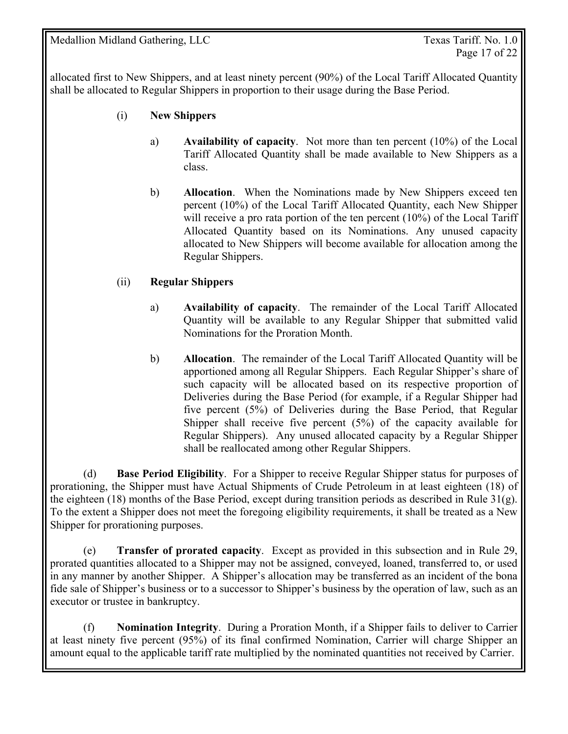allocated first to New Shippers, and at least ninety percent (90%) of the Local Tariff Allocated Quantity shall be allocated to Regular Shippers in proportion to their usage during the Base Period.

(i) **New Shippers**

a) **Availability of capacity**. Not more than ten percent (10%) of the Local Tariff Allocated Quantity shall be made available to New Shippers as a class.

b) **Allocation**. When the Nominations made by New Shippers exceed ten percent (10%) of the Local Tariff Allocated Quantity, each New Shipper will receive a pro rata portion of the ten percent (10%) of the Local Tariff Allocated Quantity based on its Nominations. Any unused capacity allocated to New Shippers will become available for allocation among the Regular Shippers.

(ii) **Regular Shippers**

a) **Availability of capacity**. The remainder of the Local Tariff Allocated Quantity will be available to any Regular Shipper that submitted valid Nominations for the Proration Month.

b) **Allocation**. The remainder of the Local Tariff Allocated Quantity will be apportioned among all Regular Shippers. Each Regular Shipper's share of such capacity will be allocated based on its respective proportion of Deliveries during the Base Period (for example, if a Regular Shipper had five percent (5%) of Deliveries during the Base Period, that Regular Shipper shall receive five percent (5%) of the capacity available for Regular Shippers). Any unused allocated capacity by a Regular Shipper shall be reallocated among other Regular Shippers.

(d) **Base Period Eligibility**. For a Shipper to receive Regular Shipper status for purposes of prorationing, the Shipper must have Actual Shipments of Crude Petroleum in at least eighteen (18) of the eighteen (18) months of the Base Period, except during transition periods as described in Rule 31(g). To the extent a Shipper does not meet the foregoing eligibility requirements, it shall be treated as a New Shipper for prorationing purposes.

(e) **Transfer of prorated capacity**. Except as provided in this subsection and in Rule 29, prorated quantities allocated to a Shipper may not be assigned, conveyed, loaned, transferred to, or used in any manner by another Shipper. A Shipper's allocation may be transferred as an incident of the bona fide sale of Shipper's business or to a successor to Shipper's business by the operation of law, such as an executor or trustee in bankruptcy.

(f) **Nomination Integrity**. During a Proration Month, if a Shipper fails to deliver to Carrier at least ninety five percent (95%) of its final confirmed Nomination, Carrier will charge Shipper an amount equal to the applicable tariff rate multiplied by the nominated quantities not received by Carrier.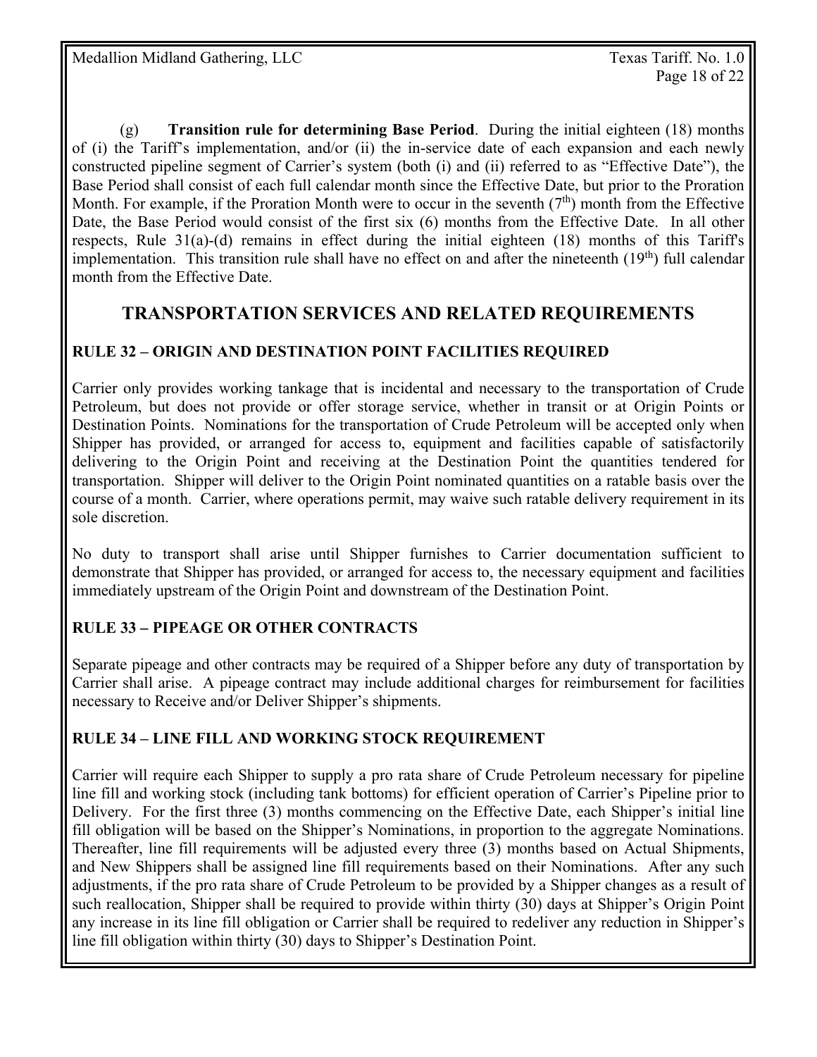(g) **Transition rule for determining Base Period**. During the initial eighteen (18) months of (i) the Tariff's implementation, and/or (ii) the in-service date of each expansion and each newly constructed pipeline segment of Carrier's system (both (i) and (ii) referred to as "Effective Date"), the Base Period shall consist of each full calendar month since the Effective Date, but prior to the Proration Month. For example, if the Proration Month were to occur in the seventh (7th) month from the Effective Date, the Base Period would consist of the first six (6) months from the Effective Date. In all other respects, Rule 31(a)-(d) remains in effect during the initial eighteen (18) months of this Tariff's implementation. This transition rule shall have no effect on and after the nineteenth (19th) full calendar month from the Effective Date.

## TRANSPORTATION SERVICES AND RELATED REQUIREMENTS

### RULE 32 – ORIGIN AND DESTINATION POINT FACILITIES REQUIRED

Carrier only provides working tankage that is incidental and necessary to the transportation of Crude Petroleum, but does not provide or offer storage service, whether in transit or at Origin Points or Destination Points. Nominations for the transportation of Crude Petroleum will be accepted only when Shipper has provided, or arranged for access to, equipment and facilities capable of satisfactorily delivering to the Origin Point and receiving at the Destination Point the quantities tendered for transportation. Shipper will deliver to the Origin Point nominated quantities on a ratable basis over the course of a month. Carrier, where operations permit, may waive such ratable delivery requirement in its sole discretion.

No duty to transport shall arise until Shipper furnishes to Carrier documentation sufficient to demonstrate that Shipper has provided, or arranged for access to, the necessary equipment and facilities immediately upstream of the Origin Point and downstream of the Destination Point.

### RULE 33 – PIPEAGE OR OTHER CONTRACTS

Separate pipeage and other contracts may be required of a Shipper before any duty of transportation by Carrier shall arise. A pipeage contract may include additional charges for reimbursement for facilities necessary to Receive and/or Deliver Shipper's shipments.

### RULE 34 – LINE FILL AND WORKING STOCK REQUIREMENT

Carrier will require each Shipper to supply a pro rata share of Crude Petroleum necessary for pipeline line fill and working stock (including tank bottoms) for efficient operation of Carrier's Pipeline prior to Delivery. For the first three (3) months commencing on the Effective Date, each Shipper's initial line fill obligation will be based on the Shipper's Nominations, in proportion to the aggregate Nominations. Thereafter, line fill requirements will be adjusted every three (3) months based on Actual Shipments, and New Shippers shall be assigned line fill requirements based on their Nominations. After any such adjustments, if the pro rata share of Crude Petroleum to be provided by a Shipper changes as a result of such reallocation, Shipper shall be required to provide within thirty (30) days at Shipper's Origin Point any increase in its line fill obligation or Carrier shall be required to redeliver any reduction in Shipper's line fill obligation within thirty (30) days to Shipper's Destination Point.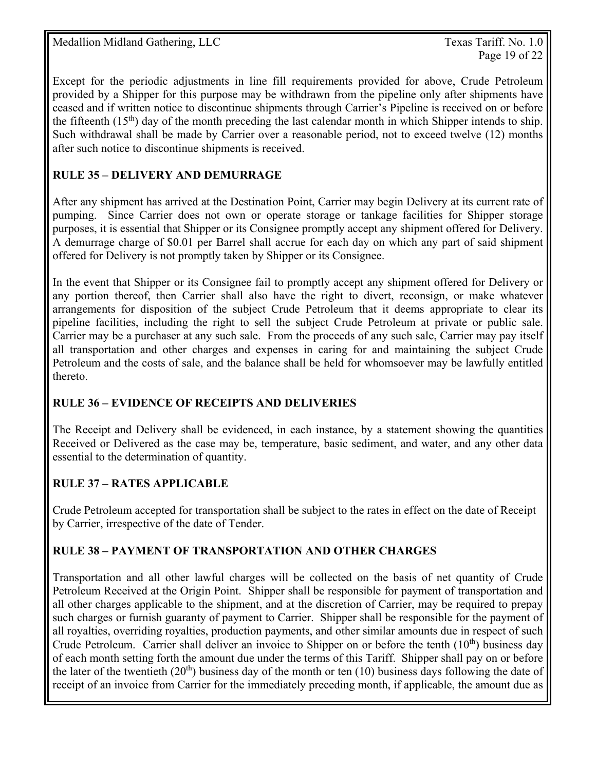Except for the periodic adjustments in line fill requirements provided for above, Crude Petroleum provided by a Shipper for this purpose may be withdrawn from the pipeline only after shipments have ceased and if written notice to discontinue shipments through Carrier's Pipeline is received on or before the fifteenth (15th) day of the month preceding the last calendar month in which Shipper intends to ship. Such withdrawal shall be made by Carrier over a reasonable period, not to exceed twelve (12) months after such notice to discontinue shipments is received.

## RULE 35 – DELIVERY AND DEMURRAGE

After any shipment has arrived at the Destination Point, Carrier may begin Delivery at its current rate of pumping. Since Carrier does not own or operate storage or tankage facilities for Shipper storage purposes, it is essential that Shipper or its Consignee promptly accept any shipment offered for Delivery. A demurrage charge of $0.01 per Barrel shall accrue for each day on which any part of said shipment offered for Delivery is not promptly taken by Shipper or its Consignee.

In the event that Shipper or its Consignee fail to promptly accept any shipment offered for Delivery or any portion thereof, then Carrier shall also have the right to divert, reconsign, or make whatever arrangements for disposition of the subject Crude Petroleum that it deems appropriate to clear its pipeline facilities, including the right to sell the subject Crude Petroleum at private or public sale. Carrier may be a purchaser at any such sale. From the proceeds of any such sale, Carrier may pay itself all transportation and other charges and expenses in caring for and maintaining the subject Crude Petroleum and the costs of sale, and the balance shall be held for whomsoever may be lawfully entitled thereto.

## RULE 36 – EVIDENCE OF RECEIPTS AND DELIVERIES

The Receipt and Delivery shall be evidenced, in each instance, by a statement showing the quantities Received or Delivered as the case may be, temperature, basic sediment, and water, and any other data essential to the determination of quantity.

## RULE 37 – RATES APPLICABLE

Crude Petroleum accepted for transportation shall be subject to the rates in effect on the date of Receipt by Carrier, irrespective of the date of Tender.

## RULE 38 – PAYMENT OF TRANSPORTATION AND OTHER CHARGES

Transportation and all other lawful charges will be collected on the basis of net quantity of Crude Petroleum Received at the Origin Point. Shipper shall be responsible for payment of transportation and all other charges applicable to the shipment, and at the discretion of Carrier, may be required to prepay such charges or furnish guaranty of payment to Carrier. Shipper shall be responsible for the payment of all royalties, overriding royalties, production payments, and other similar amounts due in respect of such Crude Petroleum. Carrier shall deliver an invoice to Shipper on or before the tenth (10th) business day of each month setting forth the amount due under the terms of this Tariff. Shipper shall pay on or before the later of the twentieth (20th) business day of the month or ten (10) business days following the date of receipt of an invoice from Carrier for the immediately preceding month, if applicable, the amount due as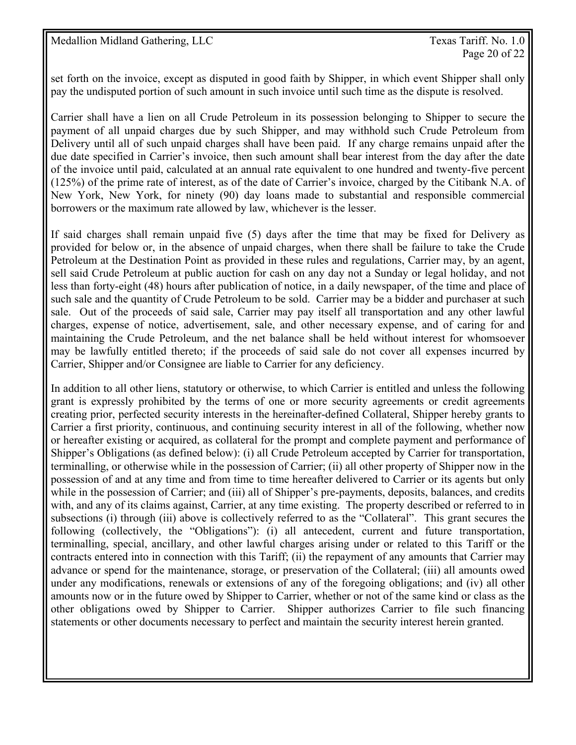set forth on the invoice, except as disputed in good faith by Shipper, in which event Shipper shall only pay the undisputed portion of such amount in such invoice until such time as the dispute is resolved.

Carrier shall have a lien on all Crude Petroleum in its possession belonging to Shipper to secure the payment of all unpaid charges due by such Shipper, and may withhold such Crude Petroleum from Delivery until all of such unpaid charges shall have been paid. If any charge remains unpaid after the due date specified in Carrier's invoice, then such amount shall bear interest from the day after the date of the invoice until paid, calculated at an annual rate equivalent to one hundred and twenty-five percent (125%) of the prime rate of interest, as of the date of Carrier's invoice, charged by the Citibank N.A. of New York, New York, for ninety (90) day loans made to substantial and responsible commercial borrowers or the maximum rate allowed by law, whichever is the lesser.

If said charges shall remain unpaid five (5) days after the time that may be fixed for Delivery as provided for below or, in the absence of unpaid charges, when there shall be failure to take the Crude Petroleum at the Destination Point as provided in these rules and regulations, Carrier may, by an agent, sell said Crude Petroleum at public auction for cash on any day not a Sunday or legal holiday, and not less than forty-eight (48) hours after publication of notice, in a daily newspaper, of the time and place of such sale and the quantity of Crude Petroleum to be sold. Carrier may be a bidder and purchaser at such sale. Out of the proceeds of said sale, Carrier may pay itself all transportation and any other lawful charges, expense of notice, advertisement, sale, and other necessary expense, and of caring for and maintaining the Crude Petroleum, and the net balance shall be held without interest for whomsoever may be lawfully entitled thereto; if the proceeds of said sale do not cover all expenses incurred by Carrier, Shipper and/or Consignee are liable to Carrier for any deficiency.

In addition to all other liens, statutory or otherwise, to which Carrier is entitled and unless the following grant is expressly prohibited by the terms of one or more security agreements or credit agreements creating prior, perfected security interests in the hereinafter-defined Collateral, Shipper hereby grants to Carrier a first priority, continuous, and continuing security interest in all of the following, whether now or hereafter existing or acquired, as collateral for the prompt and complete payment and performance of Shipper's Obligations (as defined below): (i) all Crude Petroleum accepted by Carrier for transportation, terminalling, or otherwise while in the possession of Carrier; (ii) all other property of Shipper now in the possession of and at any time and from time to time hereafter delivered to Carrier or its agents but only while in the possession of Carrier; and (iii) all of Shipper's pre-payments, deposits, balances, and credits with, and any of its claims against, Carrier, at any time existing. The property described or referred to in subsections (i) through (iii) above is collectively referred to as the "Collateral". This grant secures the following (collectively, the "Obligations"): (i) all antecedent, current and future transportation, terminalling, special, ancillary, and other lawful charges arising under or related to this Tariff or the contracts entered into in connection with this Tariff; (ii) the repayment of any amounts that Carrier may advance or spend for the maintenance, storage, or preservation of the Collateral; (iii) all amounts owed under any modifications, renewals or extensions of any of the foregoing obligations; and (iv) all other amounts now or in the future owed by Shipper to Carrier, whether or not of the same kind or class as the other obligations owed by Shipper to Carrier. Shipper authorizes Carrier to file such financing statements or other documents necessary to perfect and maintain the security interest herein granted.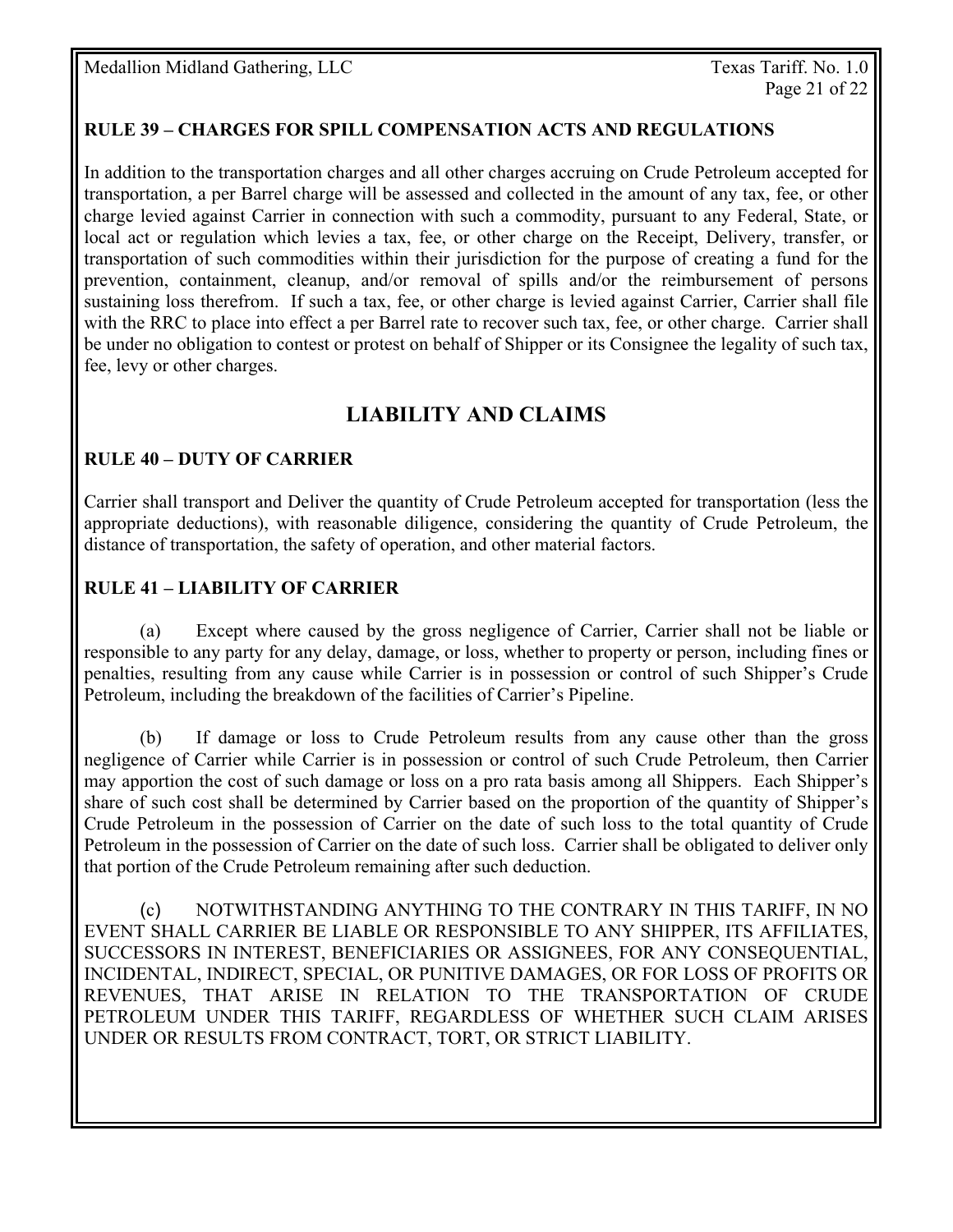### RULE 39 – CHARGES FOR SPILL COMPENSATION ACTS AND REGULATIONS

In addition to the transportation charges and all other charges accruing on Crude Petroleum accepted for transportation, a per Barrel charge will be assessed and collected in the amount of any tax, fee, or other charge levied against Carrier in connection with such a commodity, pursuant to any Federal, State, or local act or regulation which levies a tax, fee, or other charge on the Receipt, Delivery, transfer, or transportation of such commodities within their jurisdiction for the purpose of creating a fund for the prevention, containment, cleanup, and/or removal of spills and/or the reimbursement of persons sustaining loss therefrom. If such a tax, fee, or other charge is levied against Carrier, Carrier shall file with the RRC to place into effect a per Barrel rate to recover such tax, fee, or other charge. Carrier shall be under no obligation to contest or protest on behalf of Shipper or its Consignee the legality of such tax, fee, levy or other charges.

## LIABILITY AND CLAIMS

### RULE 40 – DUTY OF CARRIER

Carrier shall transport and Deliver the quantity of Crude Petroleum accepted for transportation (less the appropriate deductions), with reasonable diligence, considering the quantity of Crude Petroleum, the distance of transportation, the safety of operation, and other material factors.

### RULE 41 – LIABILITY OF CARRIER

(a) Except where caused by the gross negligence of Carrier, Carrier shall not be liable or responsible to any party for any delay, damage, or loss, whether to property or person, including fines or penalties, resulting from any cause while Carrier is in possession or control of such Shipper's Crude Petroleum, including the breakdown of the facilities of Carrier's Pipeline.

(b) If damage or loss to Crude Petroleum results from any cause other than the gross negligence of Carrier while Carrier is in possession or control of such Crude Petroleum, then Carrier may apportion the cost of such damage or loss on a pro rata basis among all Shippers. Each Shipper's share of such cost shall be determined by Carrier based on the proportion of the quantity of Shipper's Crude Petroleum in the possession of Carrier on the date of such loss to the total quantity of Crude Petroleum in the possession of Carrier on the date of such loss. Carrier shall be obligated to deliver only that portion of the Crude Petroleum remaining after such deduction.

(c) NOTWITHSTANDING ANYTHING TO THE CONTRARY IN THIS TARIFF, IN NO EVENT SHALL CARRIER BE LIABLE OR RESPONSIBLE TO ANY SHIPPER, ITS AFFILIATES, SUCCESSORS IN INTEREST, BENEFICIARIES OR ASSIGNEES, FOR ANY CONSEQUENTIAL, INCIDENTAL, INDIRECT, SPECIAL, OR PUNITIVE DAMAGES, OR FOR LOSS OF PROFITS OR REVENUES, THAT ARISE IN RELATION TO THE TRANSPORTATION OF CRUDE PETROLEUM UNDER THIS TARIFF, REGARDLESS OF WHETHER SUCH CLAIM ARISES UNDER OR RESULTS FROM CONTRACT, TORT, OR STRICT LIABILITY.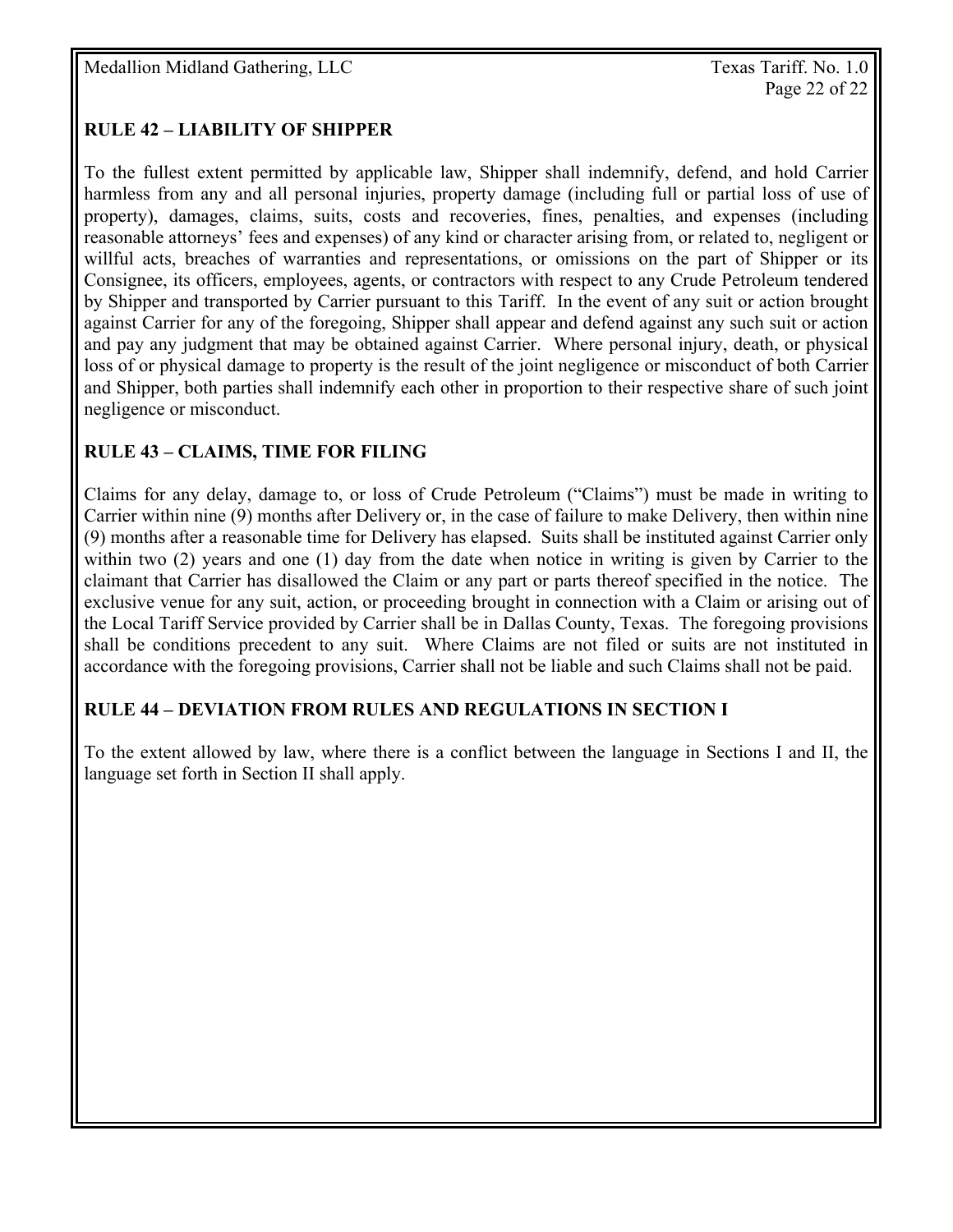## RULE 42 – LIABILITY OF SHIPPER

To the fullest extent permitted by applicable law, Shipper shall indemnify, defend, and hold Carrier harmless from any and all personal injuries, property damage (including full or partial loss of use of property), damages, claims, suits, costs and recoveries, fines, penalties, and expenses (including reasonable attorneys' fees and expenses) of any kind or character arising from, or related to, negligent or willful acts, breaches of warranties and representations, or omissions on the part of Shipper or its Consignee, its officers, employees, agents, or contractors with respect to any Crude Petroleum tendered by Shipper and transported by Carrier pursuant to this Tariff. In the event of any suit or action brought against Carrier for any of the foregoing, Shipper shall appear and defend against any such suit or action and pay any judgment that may be obtained against Carrier. Where personal injury, death, or physical loss of or physical damage to property is the result of the joint negligence or misconduct of both Carrier and Shipper, both parties shall indemnify each other in proportion to their respective share of such joint negligence or misconduct.

## RULE 43 – CLAIMS, TIME FOR FILING

Claims for any delay, damage to, or loss of Crude Petroleum ("Claims") must be made in writing to Carrier within nine (9) months after Delivery or, in the case of failure to make Delivery, then within nine (9) months after a reasonable time for Delivery has elapsed. Suits shall be instituted against Carrier only within two (2) years and one (1) day from the date when notice in writing is given by Carrier to the claimant that Carrier has disallowed the Claim or any part or parts thereof specified in the notice. The exclusive venue for any suit, action, or proceeding brought in connection with a Claim or arising out of the Local Tariff Service provided by Carrier shall be in Dallas County, Texas. The foregoing provisions shall be conditions precedent to any suit. Where Claims are not filed or suits are not instituted in accordance with the foregoing provisions, Carrier shall not be liable and such Claims shall not be paid.

## RULE 44 – DEVIATION FROM RULES AND REGULATIONS IN SECTION I

To the extent allowed by law, where there is a conflict between the language in Sections I and II, the language set forth in Section II shall apply.